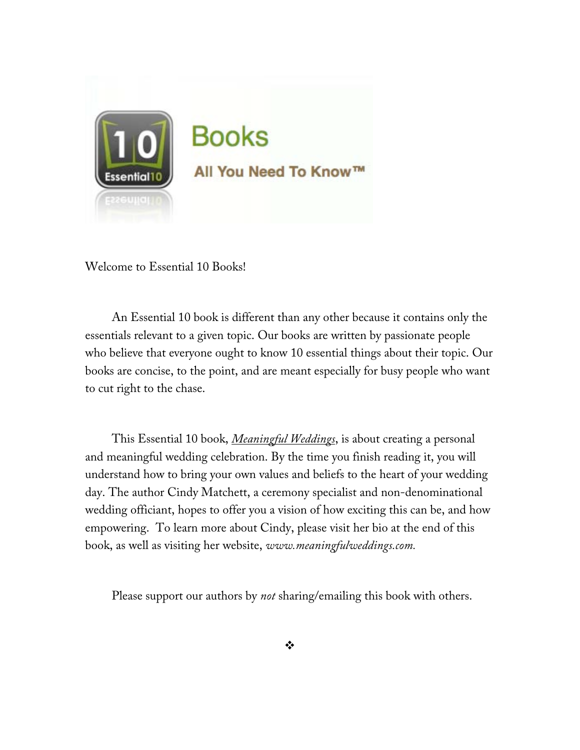Welcome to Essential 10 Books!

An Essential 10 book is different than any other because it contains only the essentials relevant to a given topic. Our books are written by passionate people who believe that everyone ought to know 10 essential things about their topic. Our books are concise, to the point, and are meant especially for busy people who want to cut right to the chase.

This Essential 10 book, *Meaningful Weddings*, is about creating a personal and meaningful wedding celebration. By the time you finish reading it, you will understand how to bring your own values and beliefs to the heart of your wedding day. The author Cindy Matchett, a ceremony specialist and non-denominational wedding officiant, hopes to offer you a vision of how exciting this can be, and how empowering. To learn more about Cindy, please visit her bio at the end of this book, as well as visiting her website, *www.meaningfulweddings.com.*

Please support our authors by *not* sharing/emailing this book with others.

❖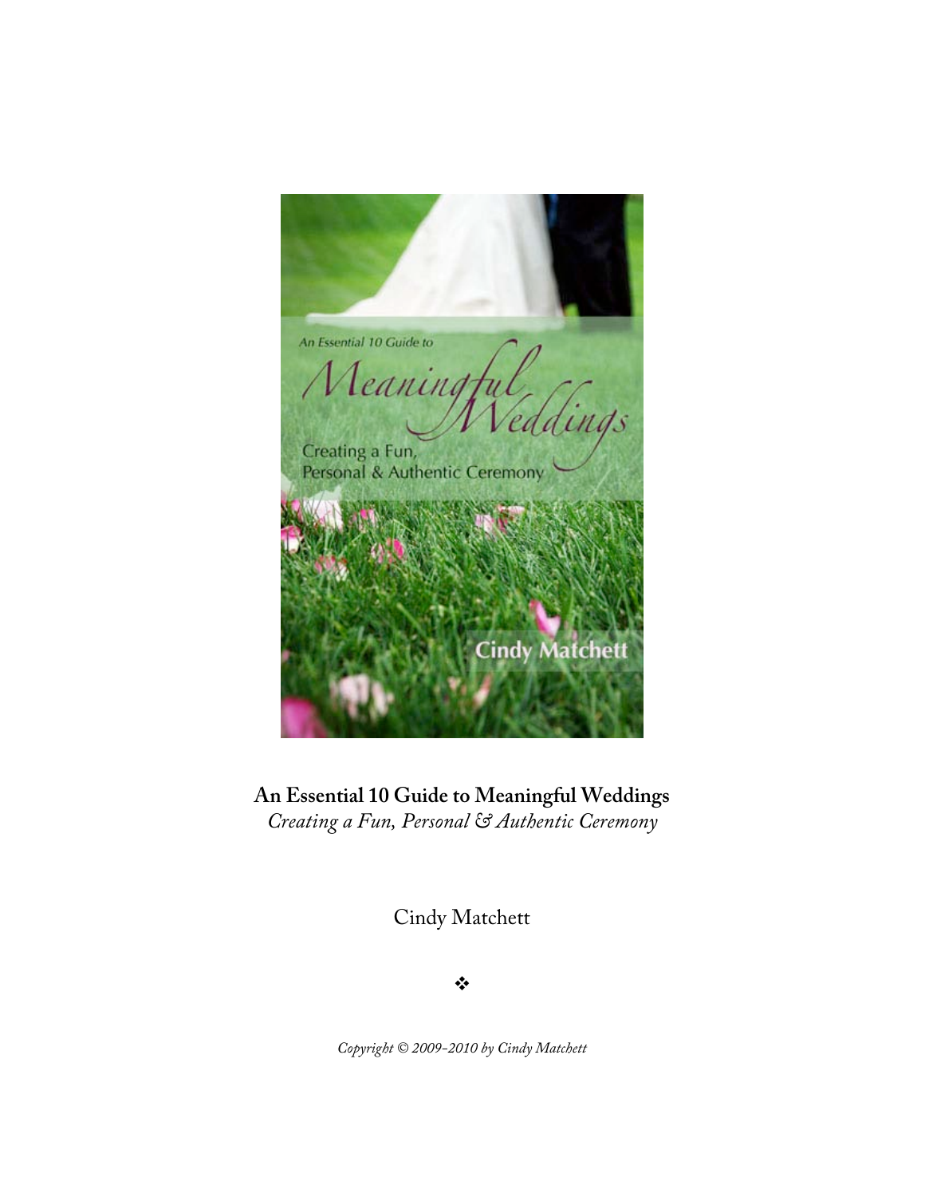**An Essential 10 Guide to Meaningful Weddings**
*Creating a Fun, Personal & Authentic Ceremony*

Cindy Matchett

❖

*Copyright © 2009-2010 by Cindy Matchett*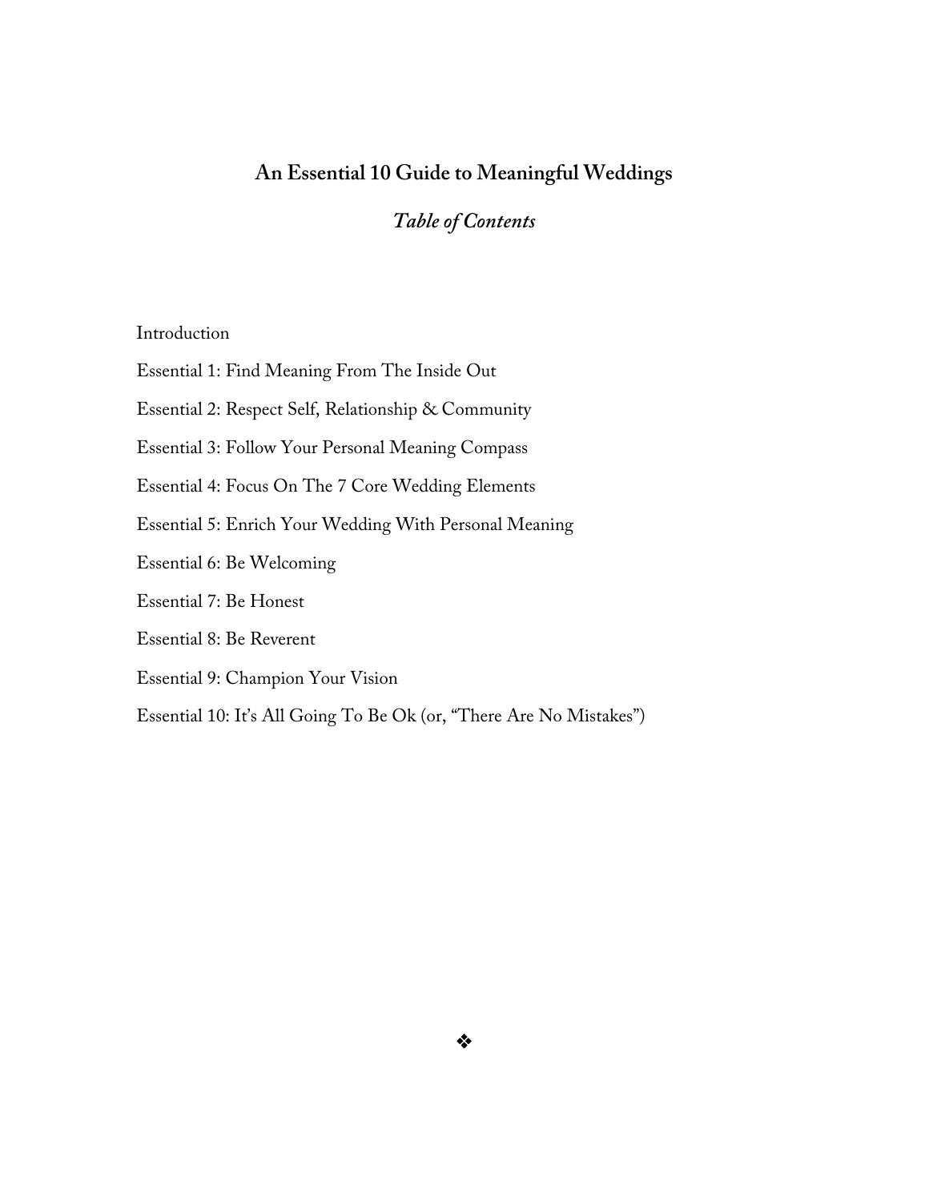## An Essential 10 Guide to Meaningful Weddings

### *Table of Contents*

Introduction

Essential 1: Find Meaning From The Inside Out

Essential 2: Respect Self, Relationship & Community

Essential 3: Follow Your Personal Meaning Compass

Essential 4: Focus On The 7 Core Wedding Elements

Essential 5: Enrich Your Wedding With Personal Meaning

Essential 6: Be Welcoming

Essential 7: Be Honest

Essential 8: Be Reverent

Essential 9: Champion Your Vision

Essential 10: It's All Going To Be Ok (or, "There Are No Mistakes")

❖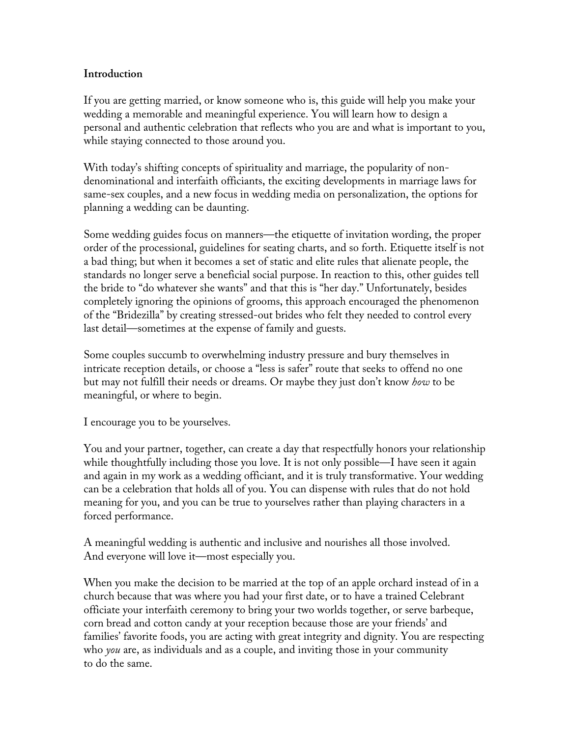**Introduction**

If you are getting married, or know someone who is, this guide will help you make your wedding a memorable and meaningful experience. You will learn how to design a personal and authentic celebration that reflects who you are and what is important to you, while staying connected to those around you.

With today's shifting concepts of spirituality and marriage, the popularity of non-denominational and interfaith officiants, the exciting developments in marriage laws for same-sex couples, and a new focus in wedding media on personalization, the options for planning a wedding can be daunting.

Some wedding guides focus on manners—the etiquette of invitation wording, the proper order of the processional, guidelines for seating charts, and so forth. Etiquette itself is not a bad thing; but when it becomes a set of static and elite rules that alienate people, the standards no longer serve a beneficial social purpose. In reaction to this, other guides tell the bride to "do whatever she wants" and that this is "her day." Unfortunately, besides completely ignoring the opinions of grooms, this approach encouraged the phenomenon of the "Bridezilla" by creating stressed-out brides who felt they needed to control every last detail—sometimes at the expense of family and guests.

Some couples succumb to overwhelming industry pressure and bury themselves in intricate reception details, or choose a "less is safer" route that seeks to offend no one but may not fulfill their needs or dreams. Or maybe they just don't know *how* to be meaningful, or where to begin.

I encourage you to be yourselves.

You and your partner, together, can create a day that respectfully honors your relationship while thoughtfully including those you love. It is not only possible—I have seen it again and again in my work as a wedding officiant, and it is truly transformative. Your wedding can be a celebration that holds all of you. You can dispense with rules that do not hold meaning for you, and you can be true to yourselves rather than playing characters in a forced performance.

A meaningful wedding is authentic and inclusive and nourishes all those involved.
And everyone will love it—most especially you.

When you make the decision to be married at the top of an apple orchard instead of in a church because that was where you had your first date, or to have a trained Celebrant officiate your interfaith ceremony to bring your two worlds together, or serve barbeque, corn bread and cotton candy at your reception because those are your friends' and families' favorite foods, you are acting with great integrity and dignity. You are respecting who *you* are, as individuals and as a couple, and inviting those in your community to do the same.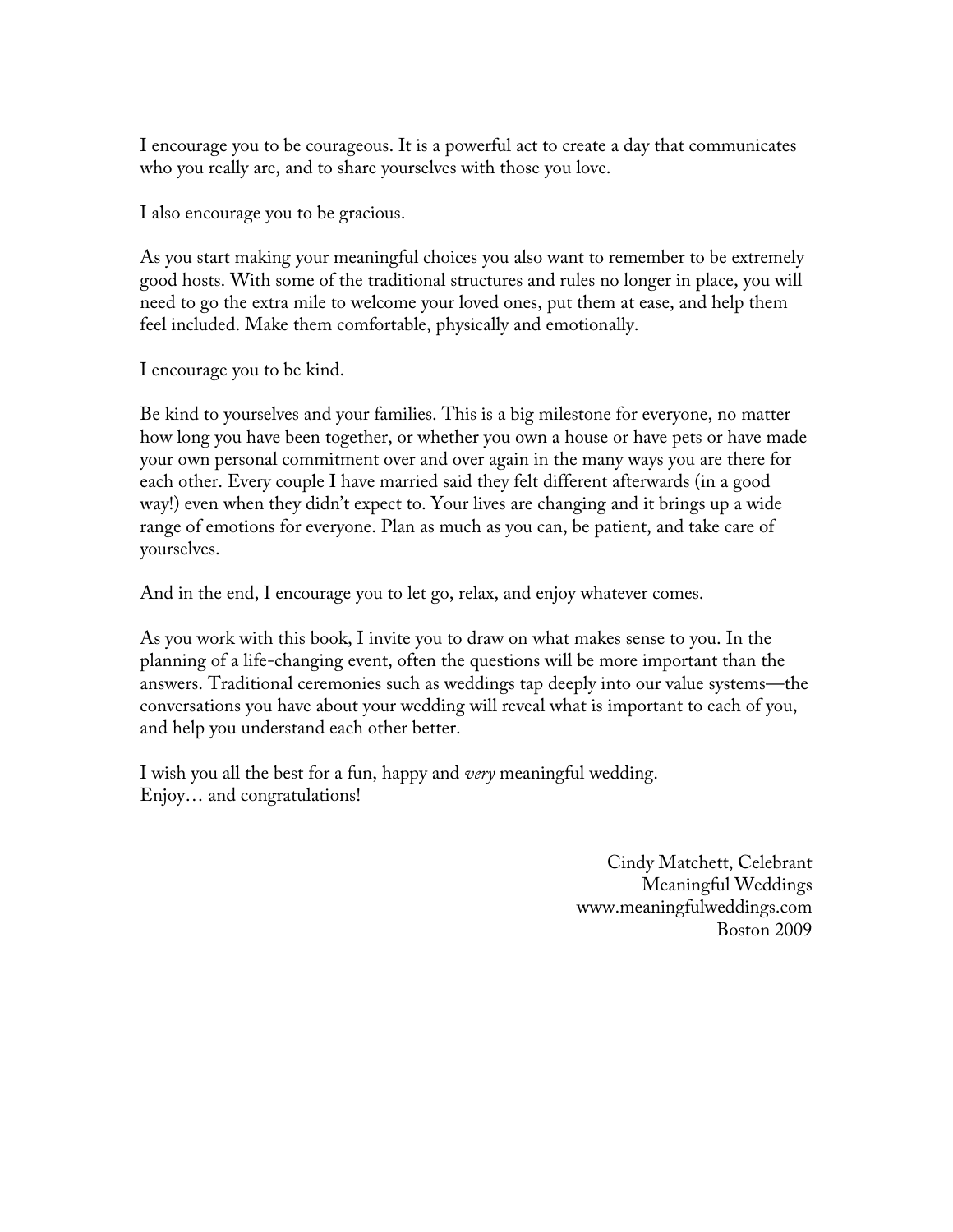I encourage you to be courageous. It is a powerful act to create a day that communicates who you really are, and to share yourselves with those you love.

I also encourage you to be gracious.

As you start making your meaningful choices you also want to remember to be extremely good hosts. With some of the traditional structures and rules no longer in place, you will need to go the extra mile to welcome your loved ones, put them at ease, and help them feel included. Make them comfortable, physically and emotionally.

I encourage you to be kind.

Be kind to yourselves and your families. This is a big milestone for everyone, no matter how long you have been together, or whether you own a house or have pets or have made your own personal commitment over and over again in the many ways you are there for each other. Every couple I have married said they felt different afterwards (in a good way!) even when they didn't expect to. Your lives are changing and it brings up a wide range of emotions for everyone. Plan as much as you can, be patient, and take care of yourselves.

And in the end, I encourage you to let go, relax, and enjoy whatever comes.

As you work with this book, I invite you to draw on what makes sense to you. In the planning of a life-changing event, often the questions will be more important than the answers. Traditional ceremonies such as weddings tap deeply into our value systems—the conversations you have about your wedding will reveal what is important to each of you, and help you understand each other better.

I wish you all the best for a fun, happy and *very* meaningful wedding.
Enjoy… and congratulations!

Cindy Matchett, Celebrant
Meaningful Weddings
www.meaningfulweddings.com
Boston 2009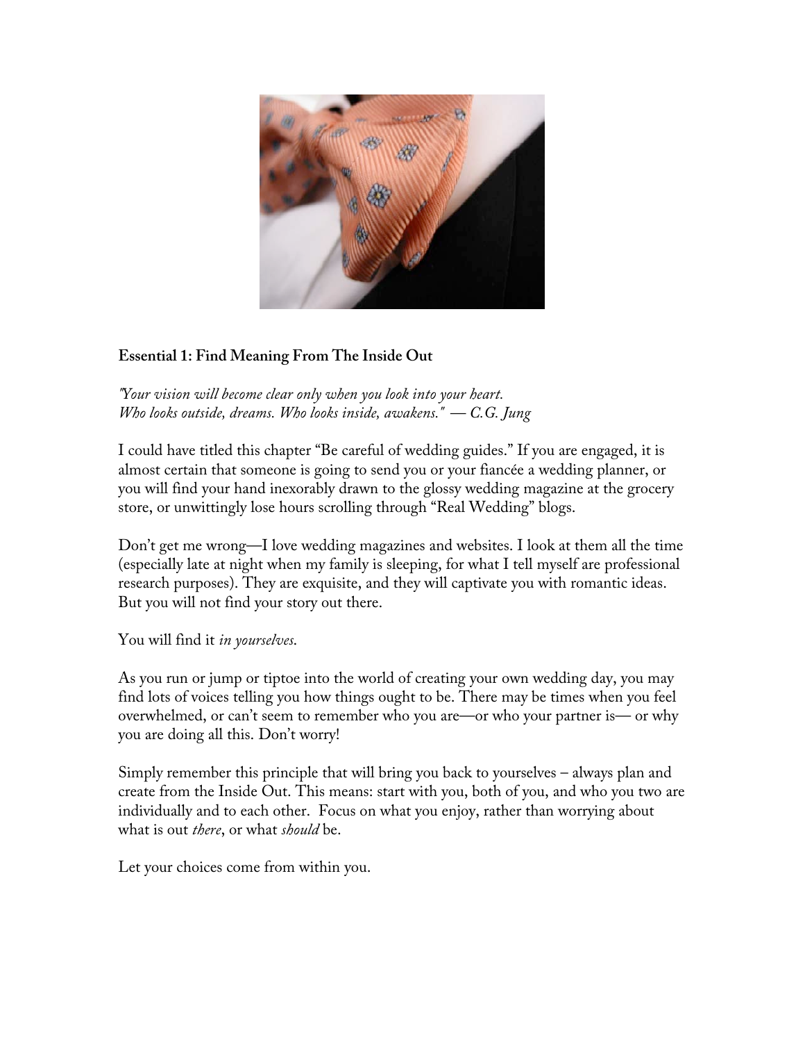**Essential 1: Find Meaning From The Inside Out**

*"Your vision will become clear only when you look into your heart.*
*Who looks outside, dreams. Who looks inside, awakens." — C.G. Jung*

I could have titled this chapter "Be careful of wedding guides." If you are engaged, it is almost certain that someone is going to send you or your fiancée a wedding planner, or you will find your hand inexorably drawn to the glossy wedding magazine at the grocery store, or unwittingly lose hours scrolling through "Real Wedding" blogs.

Don't get me wrong—I love wedding magazines and websites. I look at them all the time (especially late at night when my family is sleeping, for what I tell myself are professional research purposes). They are exquisite, and they will captivate you with romantic ideas. But you will not find your story out there.

You will find it *in yourselves*.

As you run or jump or tiptoe into the world of creating your own wedding day, you may find lots of voices telling you how things ought to be. There may be times when you feel overwhelmed, or can't seem to remember who you are—or who your partner is— or why you are doing all this. Don't worry!

Simply remember this principle that will bring you back to yourselves – always plan and create from the Inside Out. This means: start with you, both of you, and who you two are individually and to each other. Focus on what you enjoy, rather than worrying about what is out *there*, or what *should* be.

Let your choices come from within you.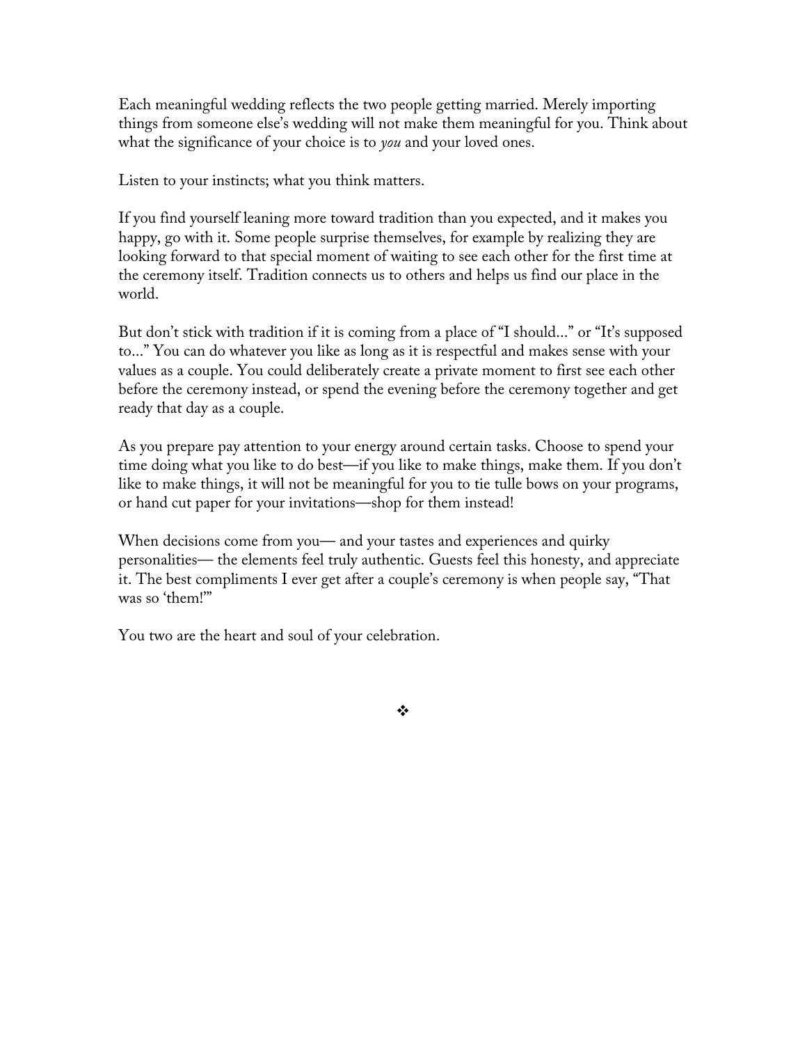Each meaningful wedding reflects the two people getting married. Merely importing things from someone else's wedding will not make them meaningful for you. Think about what the significance of your choice is to *you* and your loved ones.

Listen to your instincts; what you think matters.

If you find yourself leaning more toward tradition than you expected, and it makes you happy, go with it. Some people surprise themselves, for example by realizing they are looking forward to that special moment of waiting to see each other for the first time at the ceremony itself. Tradition connects us to others and helps us find our place in the world.

But don't stick with tradition if it is coming from a place of "I should..." or "It's supposed to..." You can do whatever you like as long as it is respectful and makes sense with your values as a couple. You could deliberately create a private moment to first see each other before the ceremony instead, or spend the evening before the ceremony together and get ready that day as a couple.

As you prepare pay attention to your energy around certain tasks. Choose to spend your time doing what you like to do best—if you like to make things, make them. If you don't like to make things, it will not be meaningful for you to tie tulle bows on your programs, or hand cut paper for your invitations—shop for them instead!

When decisions come from you— and your tastes and experiences and quirky personalities— the elements feel truly authentic. Guests feel this honesty, and appreciate it. The best compliments I ever get after a couple's ceremony is when people say, "That was so 'them!'"

You two are the heart and soul of your celebration.

❖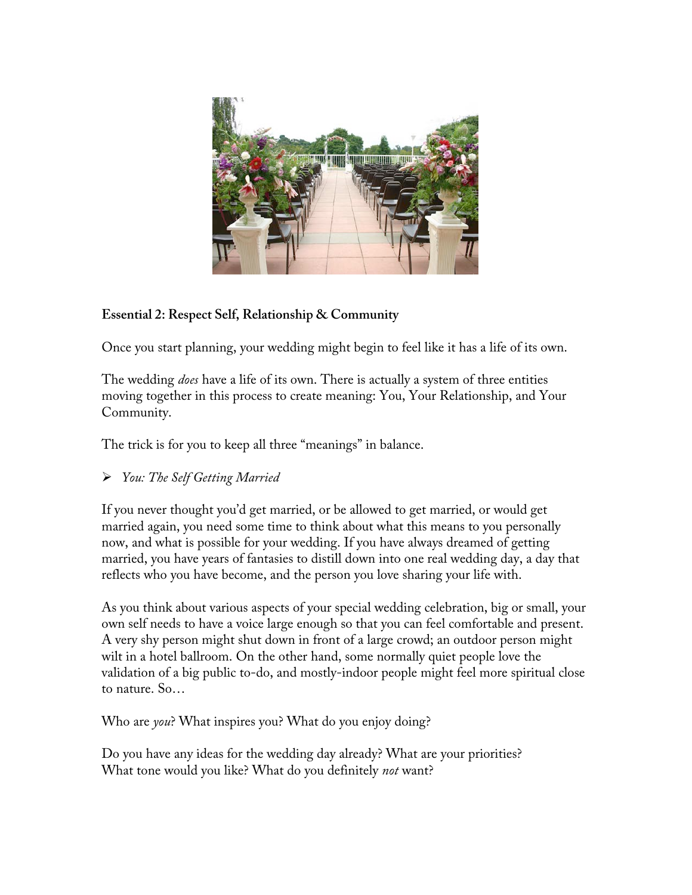**Essential 2: Respect Self, Relationship & Community**

Once you start planning, your wedding might begin to feel like it has a life of its own.

The wedding *does* have a life of its own. There is actually a system of three entities moving together in this process to create meaning: You, Your Relationship, and Your Community.

The trick is for you to keep all three "meanings" in balance.

- *You: The Self Getting Married*

If you never thought you'd get married, or be allowed to get married, or would get married again, you need some time to think about what this means to you personally now, and what is possible for your wedding. If you have always dreamed of getting married, you have years of fantasies to distill down into one real wedding day, a day that reflects who you have become, and the person you love sharing your life with.

As you think about various aspects of your special wedding celebration, big or small, your own self needs to have a voice large enough so that you can feel comfortable and present. A very shy person might shut down in front of a large crowd; an outdoor person might wilt in a hotel ballroom. On the other hand, some normally quiet people love the validation of a big public to-do, and mostly-indoor people might feel more spiritual close to nature. So…

Who are *you*? What inspires you? What do you enjoy doing?

Do you have any ideas for the wedding day already? What are your priorities?
What tone would you like? What do you definitely *not* want?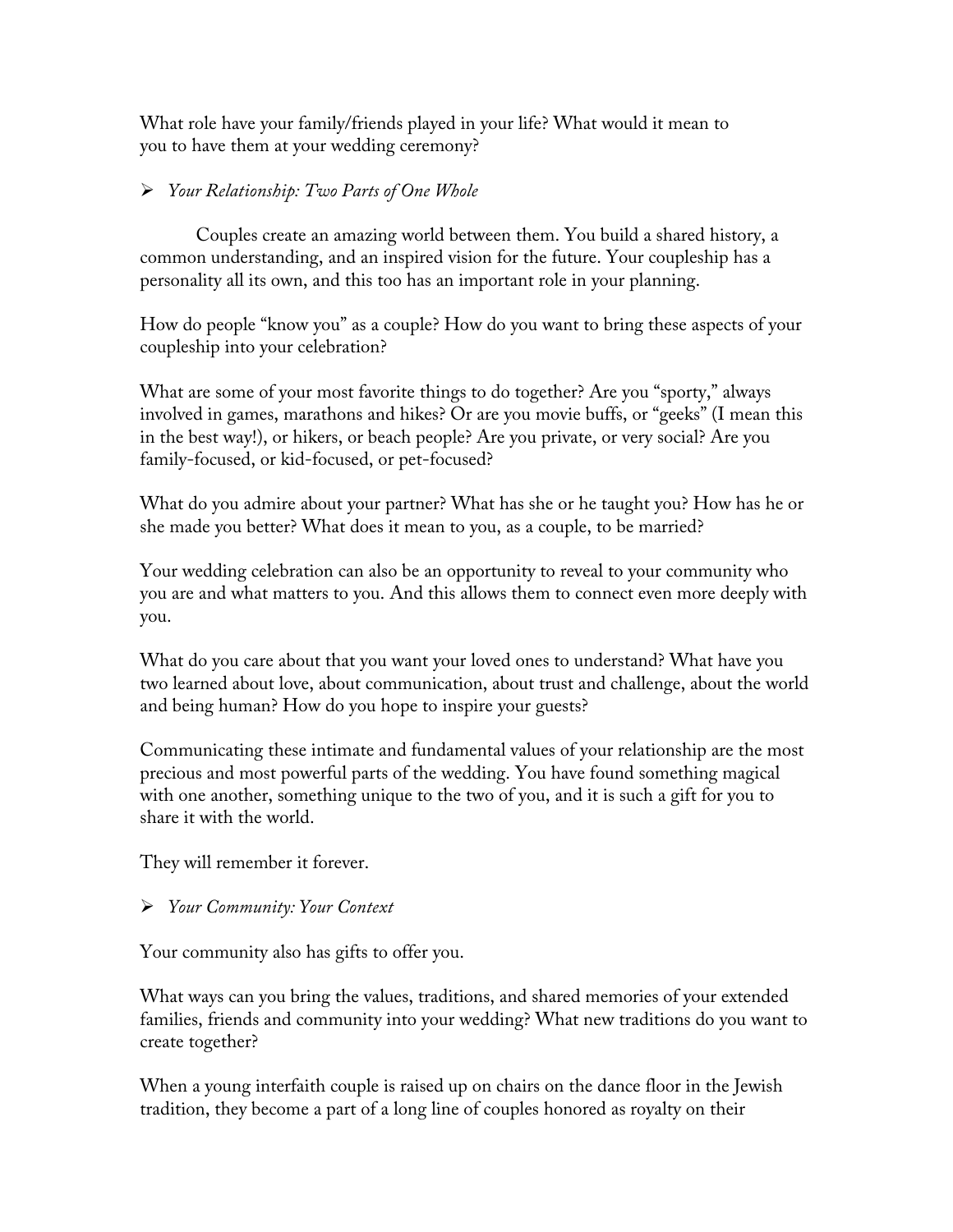What role have your family/friends played in your life? What would it mean to you to have them at your wedding ceremony?

- *Your Relationship: Two Parts of One Whole*

Couples create an amazing world between them. You build a shared history, a common understanding, and an inspired vision for the future. Your coupleship has a personality all its own, and this too has an important role in your planning.

How do people "know you" as a couple? How do you want to bring these aspects of your coupleship into your celebration?

What are some of your most favorite things to do together? Are you "sporty," always involved in games, marathons and hikes? Or are you movie buffs, or "geeks" (I mean this in the best way!), or hikers, or beach people? Are you private, or very social? Are you family-focused, or kid-focused, or pet-focused?

What do you admire about your partner? What has she or he taught you? How has he or she made you better? What does it mean to you, as a couple, to be married?

Your wedding celebration can also be an opportunity to reveal to your community who you are and what matters to you. And this allows them to connect even more deeply with you.

What do you care about that you want your loved ones to understand? What have you two learned about love, about communication, about trust and challenge, about the world and being human? How do you hope to inspire your guests?

Communicating these intimate and fundamental values of your relationship are the most precious and most powerful parts of the wedding. You have found something magical with one another, something unique to the two of you, and it is such a gift for you to share it with the world.

They will remember it forever.

- *Your Community: Your Context*

Your community also has gifts to offer you.

What ways can you bring the values, traditions, and shared memories of your extended families, friends and community into your wedding? What new traditions do you want to create together?

When a young interfaith couple is raised up on chairs on the dance floor in the Jewish tradition, they become a part of a long line of couples honored as royalty on their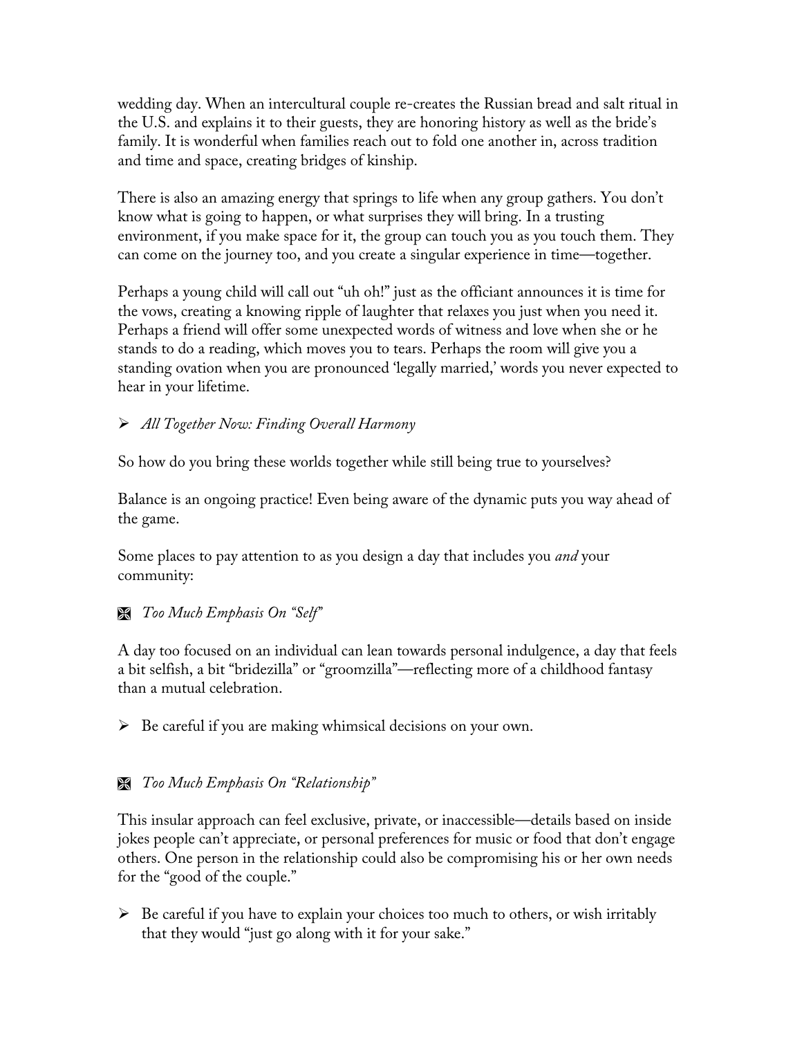wedding day. When an intercultural couple re-creates the Russian bread and salt ritual in the U.S. and explains it to their guests, they are honoring history as well as the bride's family. It is wonderful when families reach out to fold one another in, across tradition and time and space, creating bridges of kinship.

There is also an amazing energy that springs to life when any group gathers. You don't know what is going to happen, or what surprises they will bring. In a trusting environment, if you make space for it, the group can touch you as you touch them. They can come on the journey too, and you create a singular experience in time—together.

Perhaps a young child will call out "uh oh!" just as the officiant announces it is time for the vows, creating a knowing ripple of laughter that relaxes you just when you need it. Perhaps a friend will offer some unexpected words of witness and love when she or he stands to do a reading, which moves you to tears. Perhaps the room will give you a standing ovation when you are pronounced 'legally married,' words you never expected to hear in your lifetime.

- *All Together Now: Finding Overall Harmony*

So how do you bring these worlds together while still being true to yourselves?

Balance is an ongoing practice! Even being aware of the dynamic puts you way ahead of the game.

Some places to pay attention to as you design a day that includes you *and* your community:

- *Too Much Emphasis On "Self"*

A day too focused on an individual can lean towards personal indulgence, a day that feels a bit selfish, a bit "bridezilla" or "groomzilla"—reflecting more of a childhood fantasy than a mutual celebration.

- Be careful if you are making whimsical decisions on your own.

- *Too Much Emphasis On "Relationship"*

This insular approach can feel exclusive, private, or inaccessible—details based on inside jokes people can't appreciate, or personal preferences for music or food that don't engage others. One person in the relationship could also be compromising his or her own needs for the "good of the couple."

- Be careful if you have to explain your choices too much to others, or wish irritably that they would "just go along with it for your sake."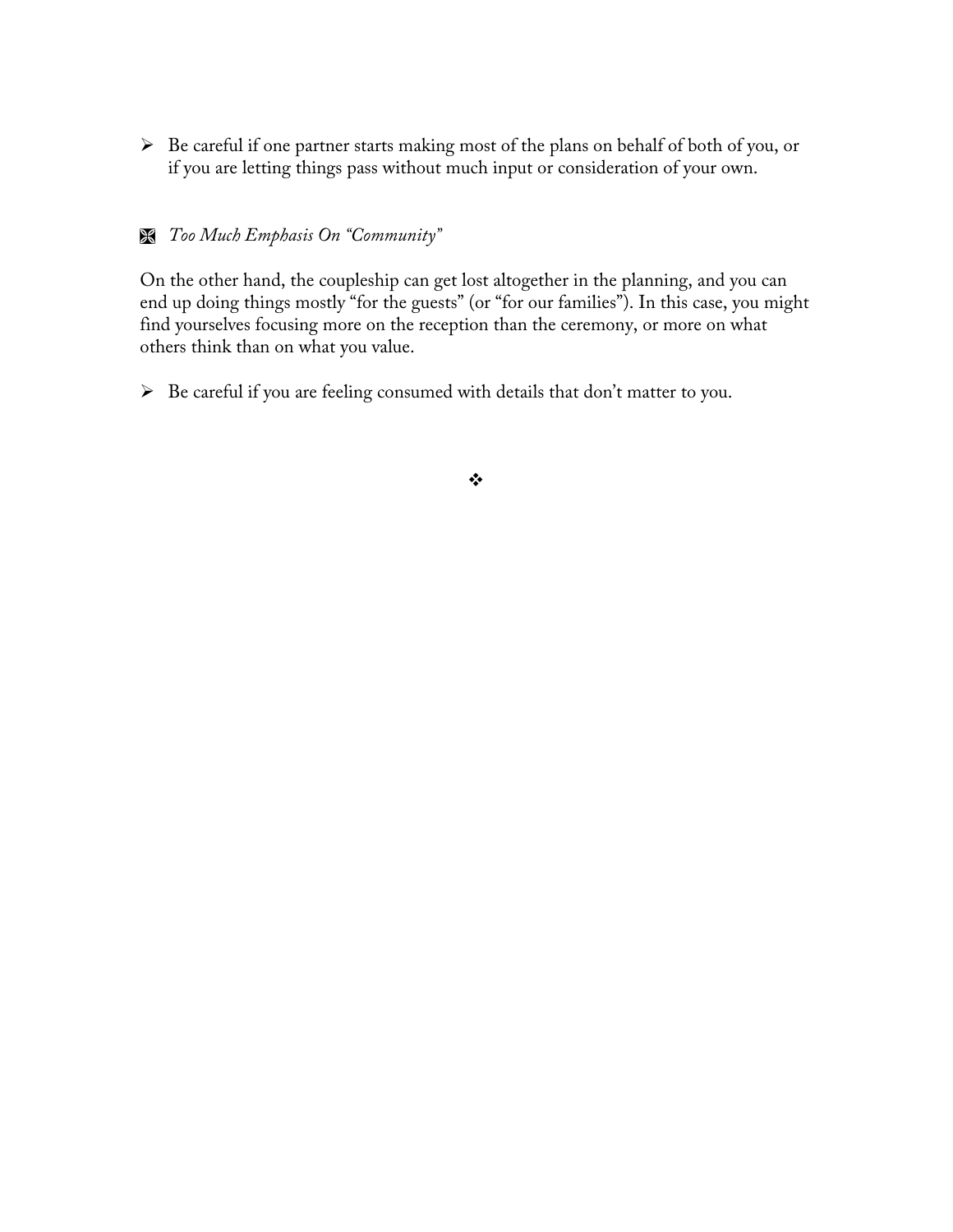- Be careful if one partner starts making most of the plans on behalf of both of you, or if you are letting things pass without much input or consideration of your own.

### *Too Much Emphasis On "Community"*

On the other hand, the coupleship can get lost altogether in the planning, and you can end up doing things mostly "for the guests" (or "for our families"). In this case, you might find yourselves focusing more on the reception than the ceremony, or more on what others think than on what you value.

- Be careful if you are feeling consumed with details that don't matter to you.

❖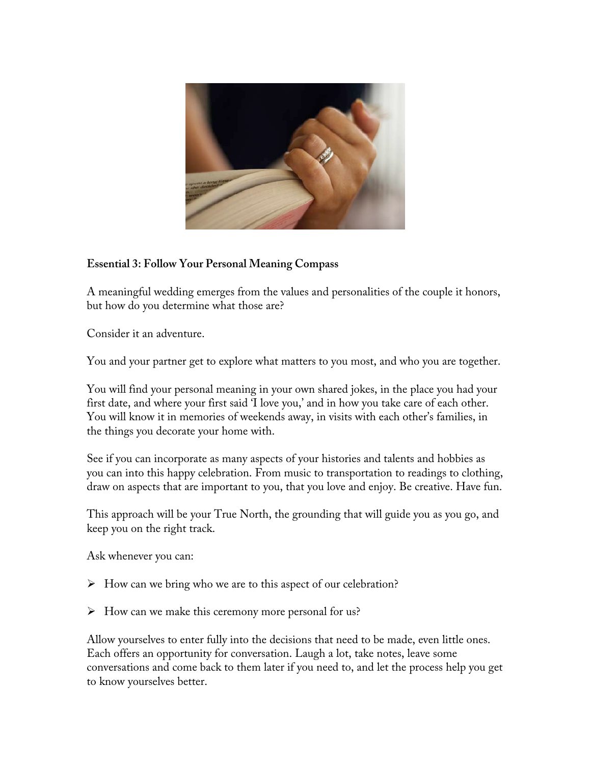**Essential 3: Follow Your Personal Meaning Compass**

A meaningful wedding emerges from the values and personalities of the couple it honors, but how do you determine what those are?

Consider it an adventure.

You and your partner get to explore what matters to you most, and who you are together.

You will find your personal meaning in your own shared jokes, in the place you had your first date, and where your first said 'I love you,' and in how you take care of each other. You will know it in memories of weekends away, in visits with each other's families, in the things you decorate your home with.

See if you can incorporate as many aspects of your histories and talents and hobbies as you can into this happy celebration. From music to transportation to readings to clothing, draw on aspects that are important to you, that you love and enjoy. Be creative. Have fun.

This approach will be your True North, the grounding that will guide you as you go, and keep you on the right track.

Ask whenever you can:

- How can we bring who we are to this aspect of our celebration?
- How can we make this ceremony more personal for us?

Allow yourselves to enter fully into the decisions that need to be made, even little ones. Each offers an opportunity for conversation. Laugh a lot, take notes, leave some conversations and come back to them later if you need to, and let the process help you get to know yourselves better.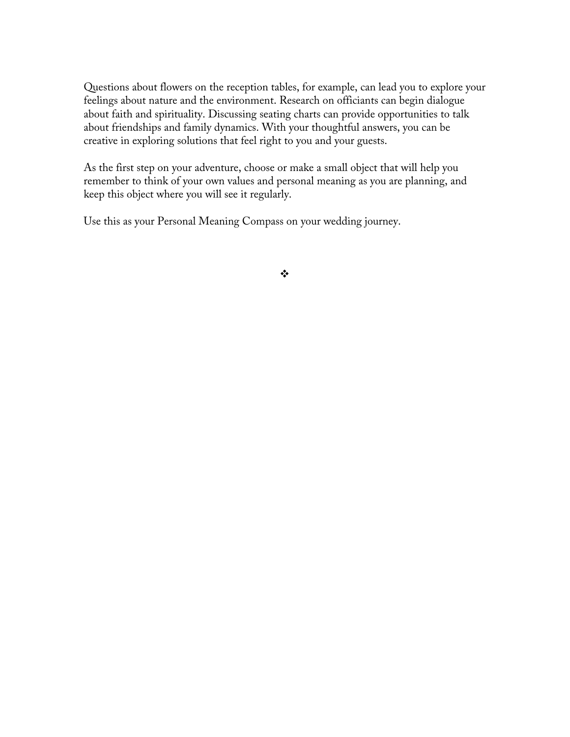Questions about flowers on the reception tables, for example, can lead you to explore your feelings about nature and the environment. Research on officiants can begin dialogue about faith and spirituality. Discussing seating charts can provide opportunities to talk about friendships and family dynamics. With your thoughtful answers, you can be creative in exploring solutions that feel right to you and your guests.

As the first step on your adventure, choose or make a small object that will help you remember to think of your own values and personal meaning as you are planning, and keep this object where you will see it regularly.

Use this as your Personal Meaning Compass on your wedding journey.

❖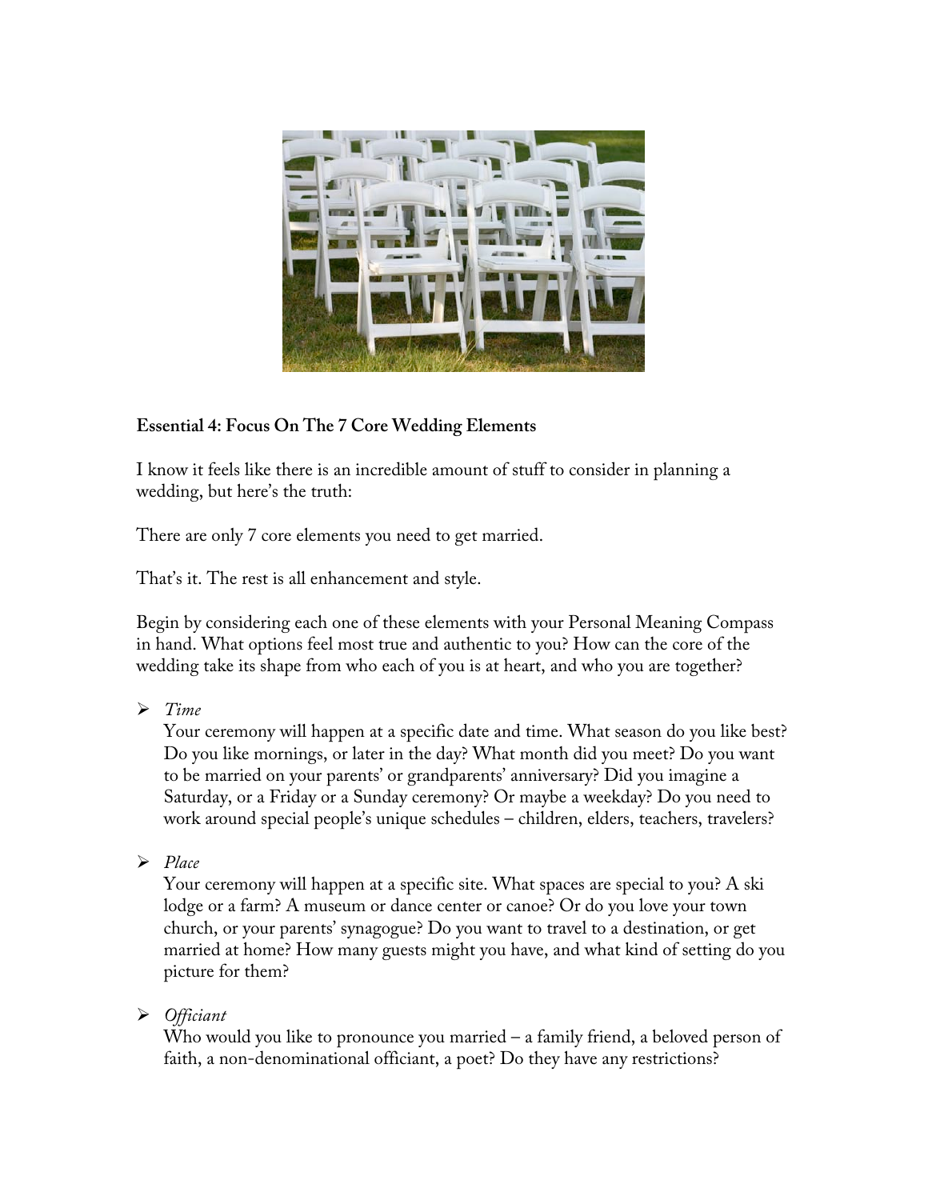**Essential 4: Focus On The 7 Core Wedding Elements**

I know it feels like there is an incredible amount of stuff to consider in planning a wedding, but here's the truth:

There are only 7 core elements you need to get married.

That's it. The rest is all enhancement and style.

Begin by considering each one of these elements with your Personal Meaning Compass in hand. What options feel most true and authentic to you? How can the core of the wedding take its shape from who each of you is at heart, and who you are together?

- *Time*
  Your ceremony will happen at a specific date and time. What season do you like best? Do you like mornings, or later in the day? What month did you meet? Do you want to be married on your parents' or grandparents' anniversary? Did you imagine a Saturday, or a Friday or a Sunday ceremony? Or maybe a weekday? Do you need to work around special people's unique schedules – children, elders, teachers, travelers?

- *Place*
  Your ceremony will happen at a specific site. What spaces are special to you? A ski lodge or a farm? A museum or dance center or canoe? Or do you love your town church, or your parents' synagogue? Do you want to travel to a destination, or get married at home? How many guests might you have, and what kind of setting do you picture for them?

- *Officiant*
  Who would you like to pronounce you married – a family friend, a beloved person of faith, a non-denominational officiant, a poet? Do they have any restrictions?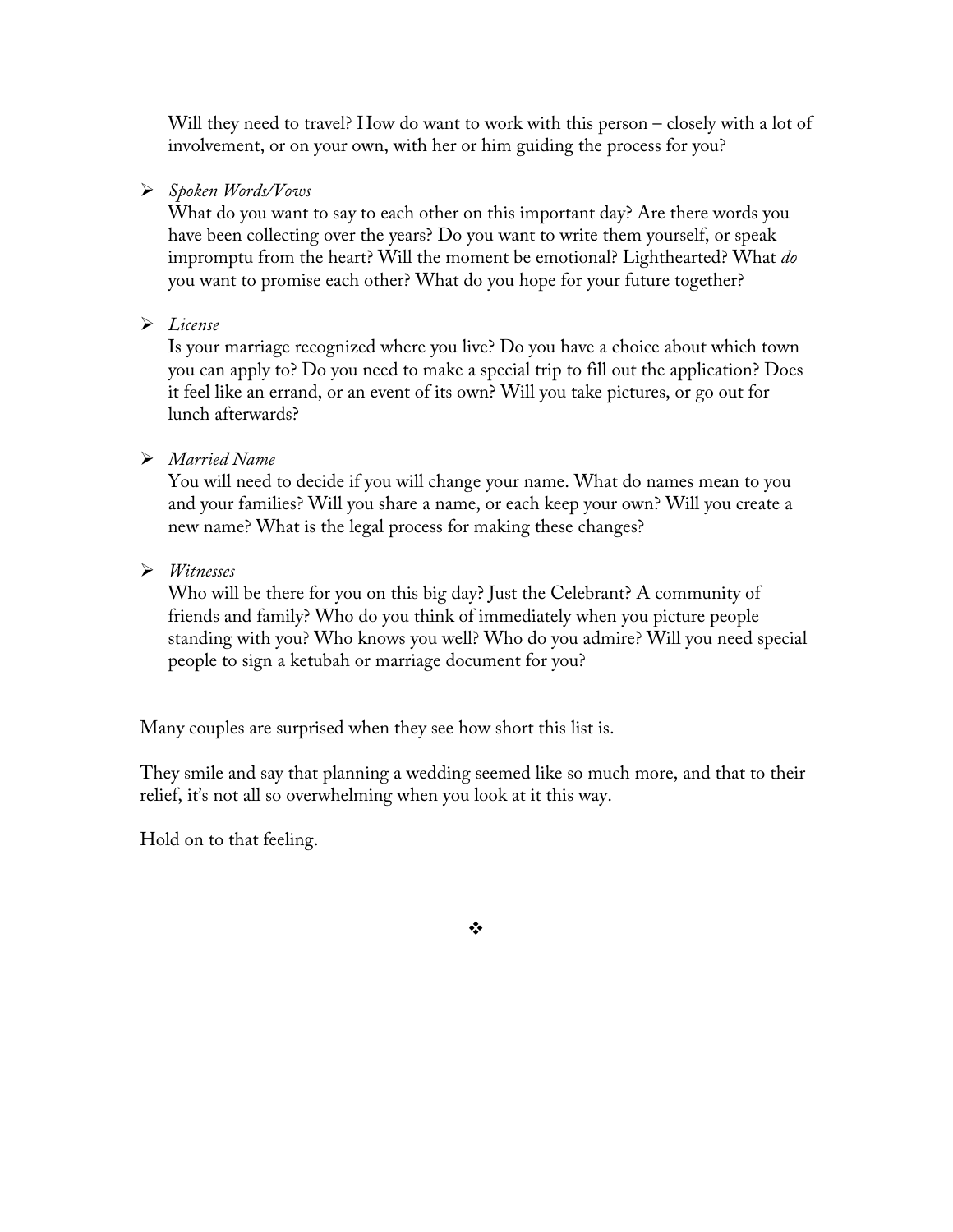Will they need to travel? How do want to work with this person – closely with a lot of involvement, or on your own, with her or him guiding the process for you?

- *Spoken Words/Vows*
  What do you want to say to each other on this important day? Are there words you have been collecting over the years? Do you want to write them yourself, or speak impromptu from the heart? Will the moment be emotional? Lighthearted? What *do* you want to promise each other? What do you hope for your future together?

- *License*
  Is your marriage recognized where you live? Do you have a choice about which town you can apply to? Do you need to make a special trip to fill out the application? Does it feel like an errand, or an event of its own? Will you take pictures, or go out for lunch afterwards?

- *Married Name*
  You will need to decide if you will change your name. What do names mean to you and your families? Will you share a name, or each keep your own? Will you create a new name? What is the legal process for making these changes?

- *Witnesses*
  Who will be there for you on this big day? Just the Celebrant? A community of friends and family? Who do you think of immediately when you picture people standing with you? Who knows you well? Who do you admire? Will you need special people to sign a ketubah or marriage document for you?

Many couples are surprised when they see how short this list is.

They smile and say that planning a wedding seemed like so much more, and that to their relief, it's not all so overwhelming when you look at it this way.

Hold on to that feeling.

❖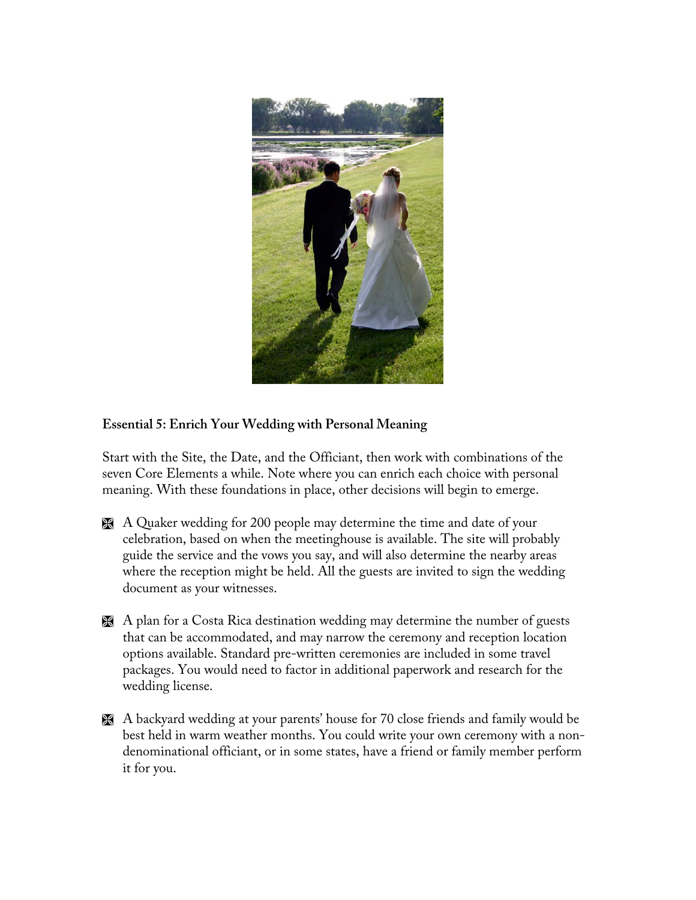**Essential 5: Enrich Your Wedding with Personal Meaning**

Start with the Site, the Date, and the Officiant, then work with combinations of the seven Core Elements a while. Note where you can enrich each choice with personal meaning. With these foundations in place, other decisions will begin to emerge.

- A Quaker wedding for 200 people may determine the time and date of your celebration, based on when the meetinghouse is available. The site will probably guide the service and the vows you say, and will also determine the nearby areas where the reception might be held. All the guests are invited to sign the wedding document as your witnesses.

- A plan for a Costa Rica destination wedding may determine the number of guests that can be accommodated, and may narrow the ceremony and reception location options available. Standard pre-written ceremonies are included in some travel packages. You would need to factor in additional paperwork and research for the wedding license.

- A backyard wedding at your parents' house for 70 close friends and family would be best held in warm weather months. You could write your own ceremony with a non-denominational officiant, or in some states, have a friend or family member perform it for you.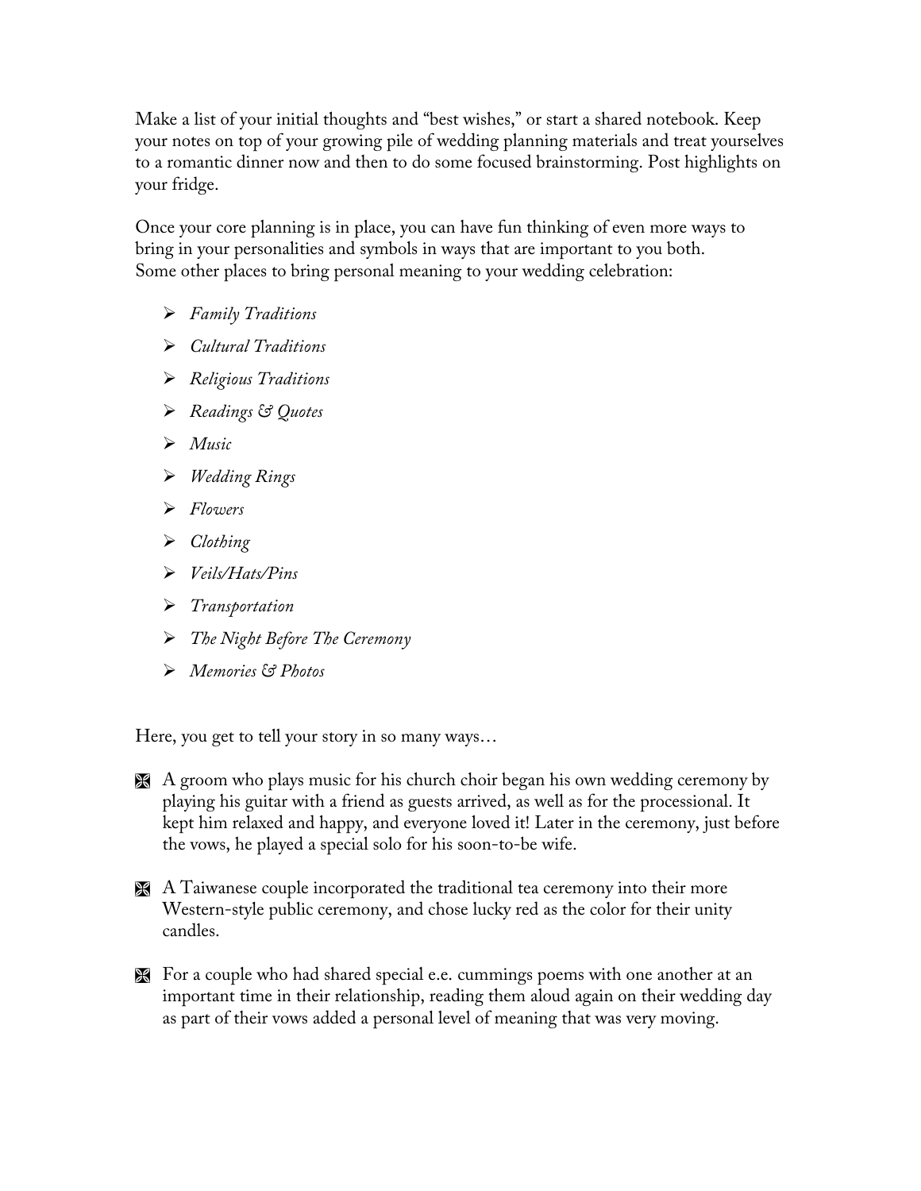Make a list of your initial thoughts and "best wishes," or start a shared notebook. Keep your notes on top of your growing pile of wedding planning materials and treat yourselves to a romantic dinner now and then to do some focused brainstorming. Post highlights on your fridge.

Once your core planning is in place, you can have fun thinking of even more ways to bring in your personalities and symbols in ways that are important to you both.
Some other places to bring personal meaning to your wedding celebration:

- *Family Traditions*
- *Cultural Traditions*
- *Religious Traditions*
- *Readings & Quotes*
- *Music*
- *Wedding Rings*
- *Flowers*
- *Clothing*
- *Veils/Hats/Pins*
- *Transportation*
- *The Night Before The Ceremony*
- *Memories & Photos*

Here, you get to tell your story in so many ways…

- A groom who plays music for his church choir began his own wedding ceremony by playing his guitar with a friend as guests arrived, as well as for the processional. It kept him relaxed and happy, and everyone loved it! Later in the ceremony, just before the vows, he played a special solo for his soon-to-be wife.

- A Taiwanese couple incorporated the traditional tea ceremony into their more Western-style public ceremony, and chose lucky red as the color for their unity candles.

- For a couple who had shared special e.e. cummings poems with one another at an important time in their relationship, reading them aloud again on their wedding day as part of their vows added a personal level of meaning that was very moving.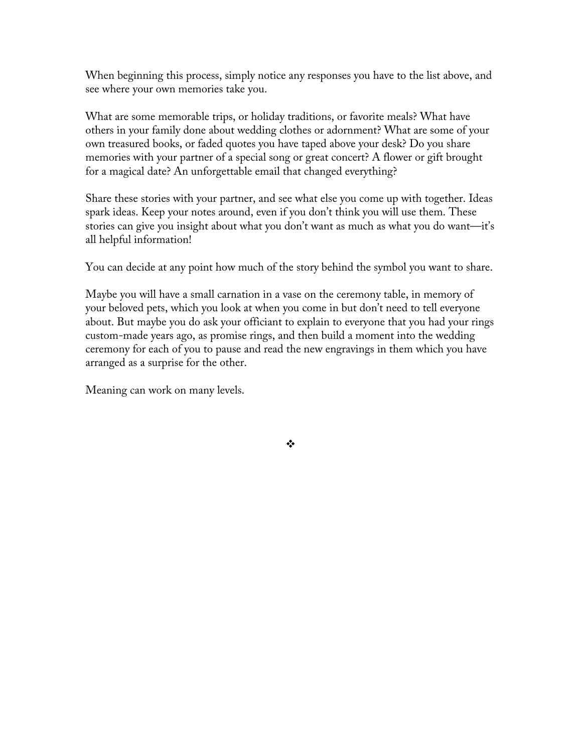When beginning this process, simply notice any responses you have to the list above, and see where your own memories take you.

What are some memorable trips, or holiday traditions, or favorite meals? What have others in your family done about wedding clothes or adornment? What are some of your own treasured books, or faded quotes you have taped above your desk? Do you share memories with your partner of a special song or great concert? A flower or gift brought for a magical date? An unforgettable email that changed everything?

Share these stories with your partner, and see what else you come up with together. Ideas spark ideas. Keep your notes around, even if you don't think you will use them. These stories can give you insight about what you don't want as much as what you do want—it's all helpful information!

You can decide at any point how much of the story behind the symbol you want to share.

Maybe you will have a small carnation in a vase on the ceremony table, in memory of your beloved pets, which you look at when you come in but don't need to tell everyone about. But maybe you do ask your officiant to explain to everyone that you had your rings custom-made years ago, as promise rings, and then build a moment into the wedding ceremony for each of you to pause and read the new engravings in them which you have arranged as a surprise for the other.

Meaning can work on many levels.

❖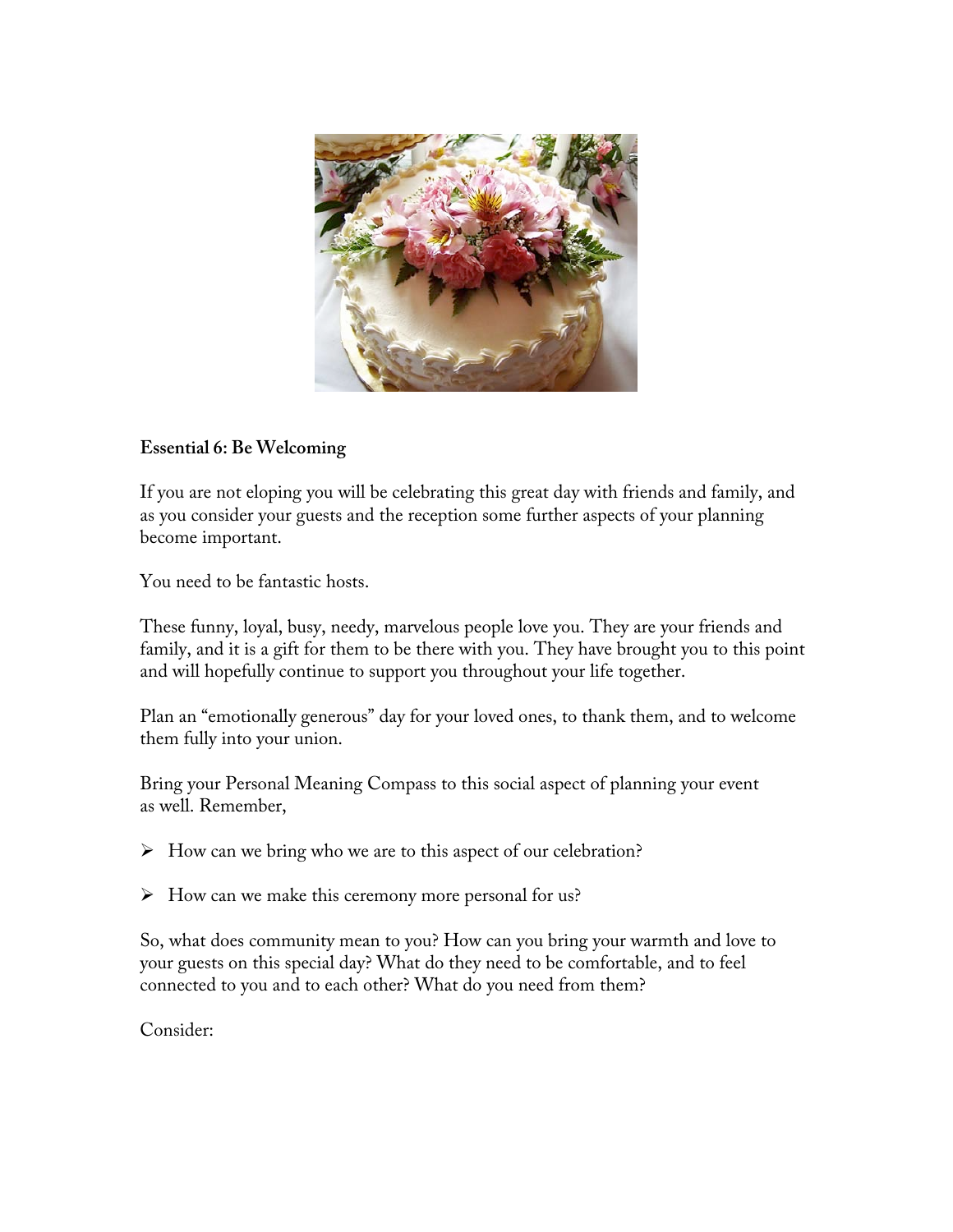**Essential 6: Be Welcoming**

If you are not eloping you will be celebrating this great day with friends and family, and as you consider your guests and the reception some further aspects of your planning become important.

You need to be fantastic hosts.

These funny, loyal, busy, needy, marvelous people love you. They are your friends and family, and it is a gift for them to be there with you. They have brought you to this point and will hopefully continue to support you throughout your life together.

Plan an "emotionally generous" day for your loved ones, to thank them, and to welcome them fully into your union.

Bring your Personal Meaning Compass to this social aspect of planning your event as well. Remember,

- How can we bring who we are to this aspect of our celebration?
- How can we make this ceremony more personal for us?

So, what does community mean to you? How can you bring your warmth and love to your guests on this special day? What do they need to be comfortable, and to feel connected to you and to each other? What do you need from them?

Consider: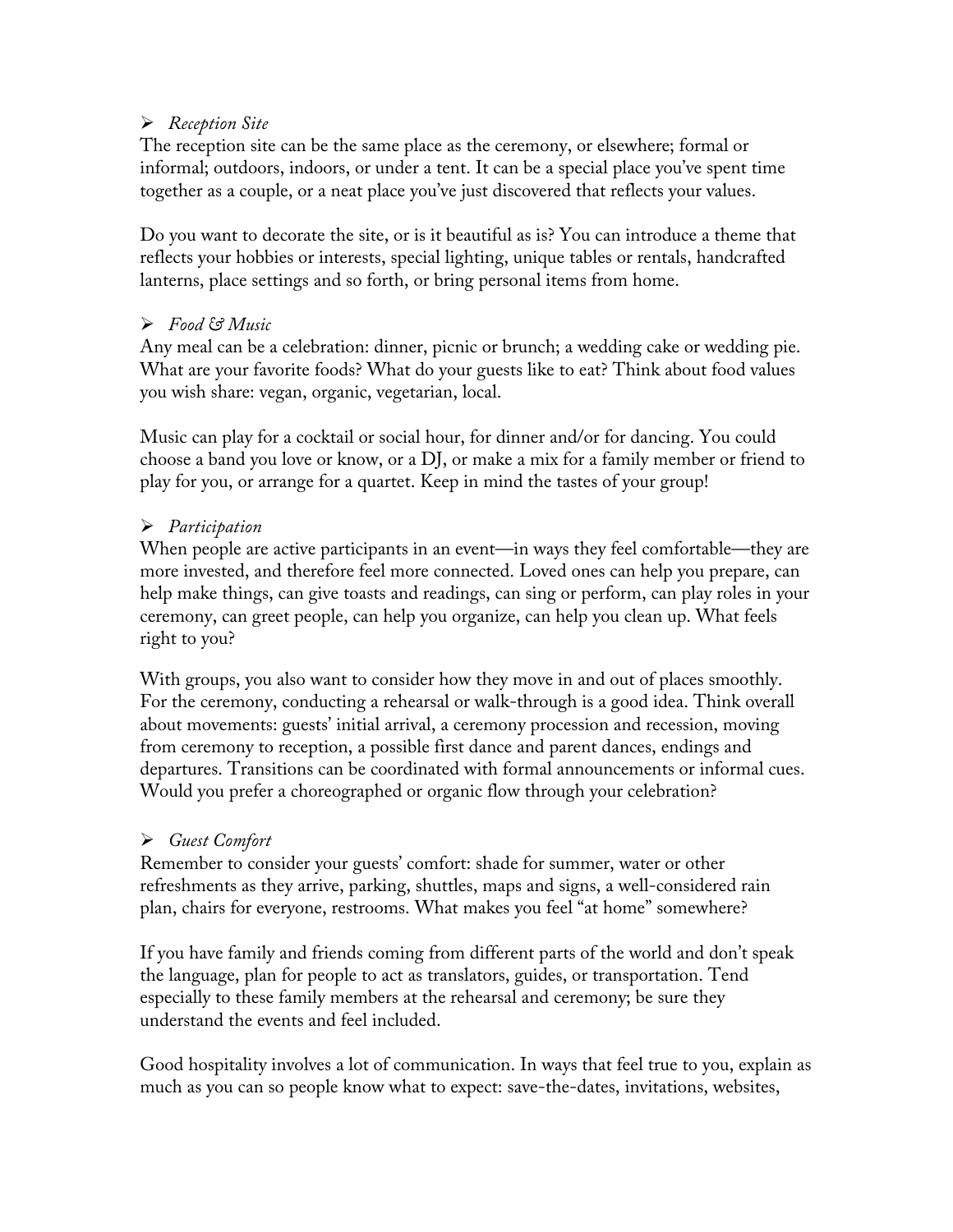- *Reception Site*

The reception site can be the same place as the ceremony, or elsewhere; formal or informal; outdoors, indoors, or under a tent. It can be a special place you've spent time together as a couple, or a neat place you've just discovered that reflects your values.

Do you want to decorate the site, or is it beautiful as is? You can introduce a theme that reflects your hobbies or interests, special lighting, unique tables or rentals, handcrafted lanterns, place settings and so forth, or bring personal items from home.

- *Food & Music*

Any meal can be a celebration: dinner, picnic or brunch; a wedding cake or wedding pie. What are your favorite foods? What do your guests like to eat? Think about food values you wish share: vegan, organic, vegetarian, local.

Music can play for a cocktail or social hour, for dinner and/or for dancing. You could choose a band you love or know, or a DJ, or make a mix for a family member or friend to play for you, or arrange for a quartet. Keep in mind the tastes of your group!

- *Participation*

When people are active participants in an event—in ways they feel comfortable—they are more invested, and therefore feel more connected. Loved ones can help you prepare, can help make things, can give toasts and readings, can sing or perform, can play roles in your ceremony, can greet people, can help you organize, can help you clean up. What feels right to you?

With groups, you also want to consider how they move in and out of places smoothly. For the ceremony, conducting a rehearsal or walk-through is a good idea. Think overall about movements: guests' initial arrival, a ceremony procession and recession, moving from ceremony to reception, a possible first dance and parent dances, endings and departures. Transitions can be coordinated with formal announcements or informal cues. Would you prefer a choreographed or organic flow through your celebration?

- *Guest Comfort*

Remember to consider your guests' comfort: shade for summer, water or other refreshments as they arrive, parking, shuttles, maps and signs, a well-considered rain plan, chairs for everyone, restrooms. What makes you feel "at home" somewhere?

If you have family and friends coming from different parts of the world and don't speak the language, plan for people to act as translators, guides, or transportation. Tend especially to these family members at the rehearsal and ceremony; be sure they understand the events and feel included.

Good hospitality involves a lot of communication. In ways that feel true to you, explain as much as you can so people know what to expect: save-the-dates, invitations, websites,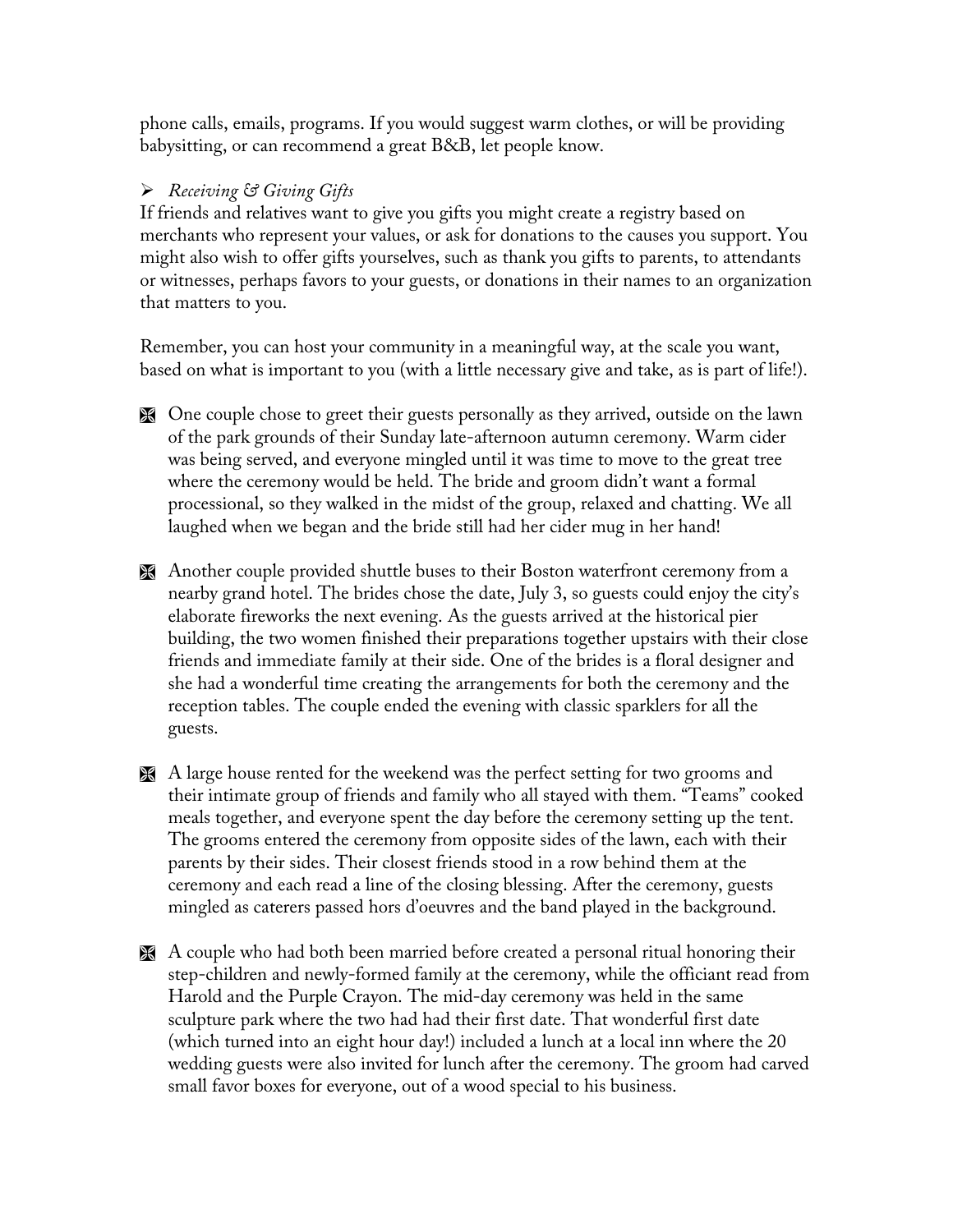phone calls, emails, programs. If you would suggest warm clothes, or will be providing babysitting, or can recommend a great B&B, let people know.

- *Receiving & Giving Gifts*

If friends and relatives want to give you gifts you might create a registry based on merchants who represent your values, or ask for donations to the causes you support. You might also wish to offer gifts yourselves, such as thank you gifts to parents, to attendants or witnesses, perhaps favors to your guests, or donations in their names to an organization that matters to you.

Remember, you can host your community in a meaningful way, at the scale you want, based on what is important to you (with a little necessary give and take, as is part of life!).

- One couple chose to greet their guests personally as they arrived, outside on the lawn of the park grounds of their Sunday late-afternoon autumn ceremony. Warm cider was being served, and everyone mingled until it was time to move to the great tree where the ceremony would be held. The bride and groom didn't want a formal processional, so they walked in the midst of the group, relaxed and chatting. We all laughed when we began and the bride still had her cider mug in her hand!

- Another couple provided shuttle buses to their Boston waterfront ceremony from a nearby grand hotel. The brides chose the date, July 3, so guests could enjoy the city's elaborate fireworks the next evening. As the guests arrived at the historical pier building, the two women finished their preparations together upstairs with their close friends and immediate family at their side. One of the brides is a floral designer and she had a wonderful time creating the arrangements for both the ceremony and the reception tables. The couple ended the evening with classic sparklers for all the guests.

- A large house rented for the weekend was the perfect setting for two grooms and their intimate group of friends and family who all stayed with them. "Teams" cooked meals together, and everyone spent the day before the ceremony setting up the tent. The grooms entered the ceremony from opposite sides of the lawn, each with their parents by their sides. Their closest friends stood in a row behind them at the ceremony and each read a line of the closing blessing. After the ceremony, guests mingled as caterers passed hors d'oeuvres and the band played in the background.

- A couple who had both been married before created a personal ritual honoring their step-children and newly-formed family at the ceremony, while the officiant read from Harold and the Purple Crayon. The mid-day ceremony was held in the same sculpture park where the two had had their first date. That wonderful first date (which turned into an eight hour day!) included a lunch at a local inn where the 20 wedding guests were also invited for lunch after the ceremony. The groom had carved small favor boxes for everyone, out of a wood special to his business.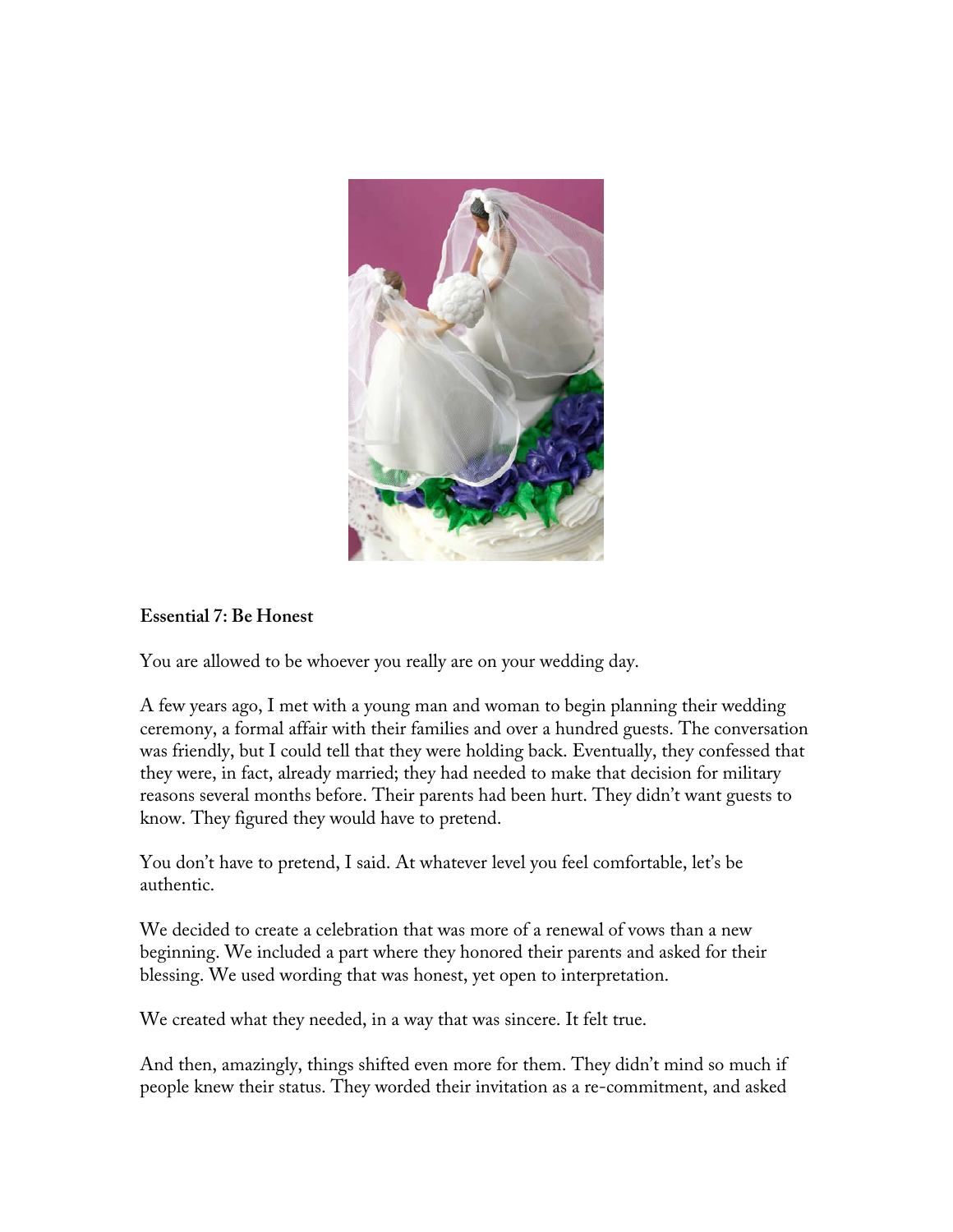**Essential 7: Be Honest**

You are allowed to be whoever you really are on your wedding day.

A few years ago, I met with a young man and woman to begin planning their wedding ceremony, a formal affair with their families and over a hundred guests. The conversation was friendly, but I could tell that they were holding back. Eventually, they confessed that they were, in fact, already married; they had needed to make that decision for military reasons several months before. Their parents had been hurt. They didn't want guests to know. They figured they would have to pretend.

You don't have to pretend, I said. At whatever level you feel comfortable, let's be authentic.

We decided to create a celebration that was more of a renewal of vows than a new beginning. We included a part where they honored their parents and asked for their blessing. We used wording that was honest, yet open to interpretation.

We created what they needed, in a way that was sincere. It felt true.

And then, amazingly, things shifted even more for them. They didn't mind so much if people knew their status. They worded their invitation as a re-commitment, and asked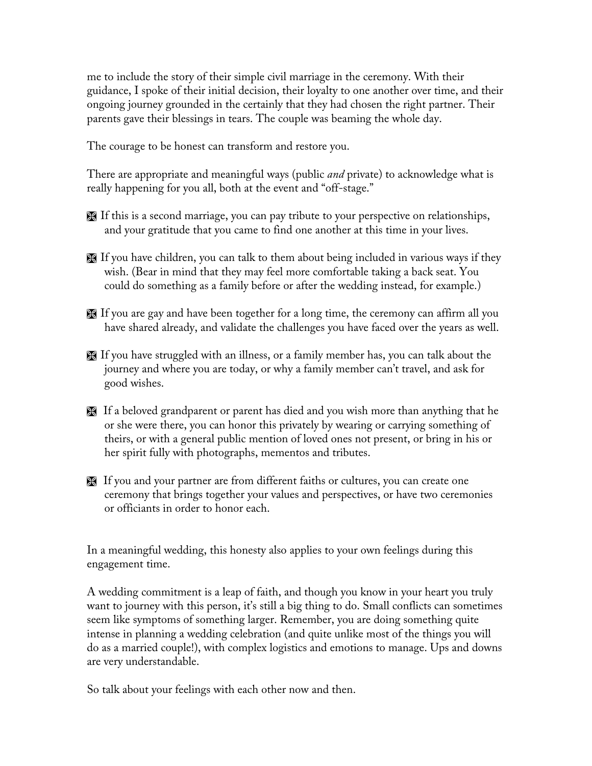me to include the story of their simple civil marriage in the ceremony. With their guidance, I spoke of their initial decision, their loyalty to one another over time, and their ongoing journey grounded in the certainly that they had chosen the right partner. Their parents gave their blessings in tears. The couple was beaming the whole day.

The courage to be honest can transform and restore you.

There are appropriate and meaningful ways (public *and* private) to acknowledge what is really happening for you all, both at the event and "off-stage."

- If this is a second marriage, you can pay tribute to your perspective on relationships, and your gratitude that you came to find one another at this time in your lives.
- If you have children, you can talk to them about being included in various ways if they wish. (Bear in mind that they may feel more comfortable taking a back seat. You could do something as a family before or after the wedding instead, for example.)
- If you are gay and have been together for a long time, the ceremony can affirm all you have shared already, and validate the challenges you have faced over the years as well.
- If you have struggled with an illness, or a family member has, you can talk about the journey and where you are today, or why a family member can't travel, and ask for good wishes.
- If a beloved grandparent or parent has died and you wish more than anything that he or she were there, you can honor this privately by wearing or carrying something of theirs, or with a general public mention of loved ones not present, or bring in his or her spirit fully with photographs, mementos and tributes.
- If you and your partner are from different faiths or cultures, you can create one ceremony that brings together your values and perspectives, or have two ceremonies or officiants in order to honor each.

In a meaningful wedding, this honesty also applies to your own feelings during this engagement time.

A wedding commitment is a leap of faith, and though you know in your heart you truly want to journey with this person, it's still a big thing to do. Small conflicts can sometimes seem like symptoms of something larger. Remember, you are doing something quite intense in planning a wedding celebration (and quite unlike most of the things you will do as a married couple!), with complex logistics and emotions to manage. Ups and downs are very understandable.

So talk about your feelings with each other now and then.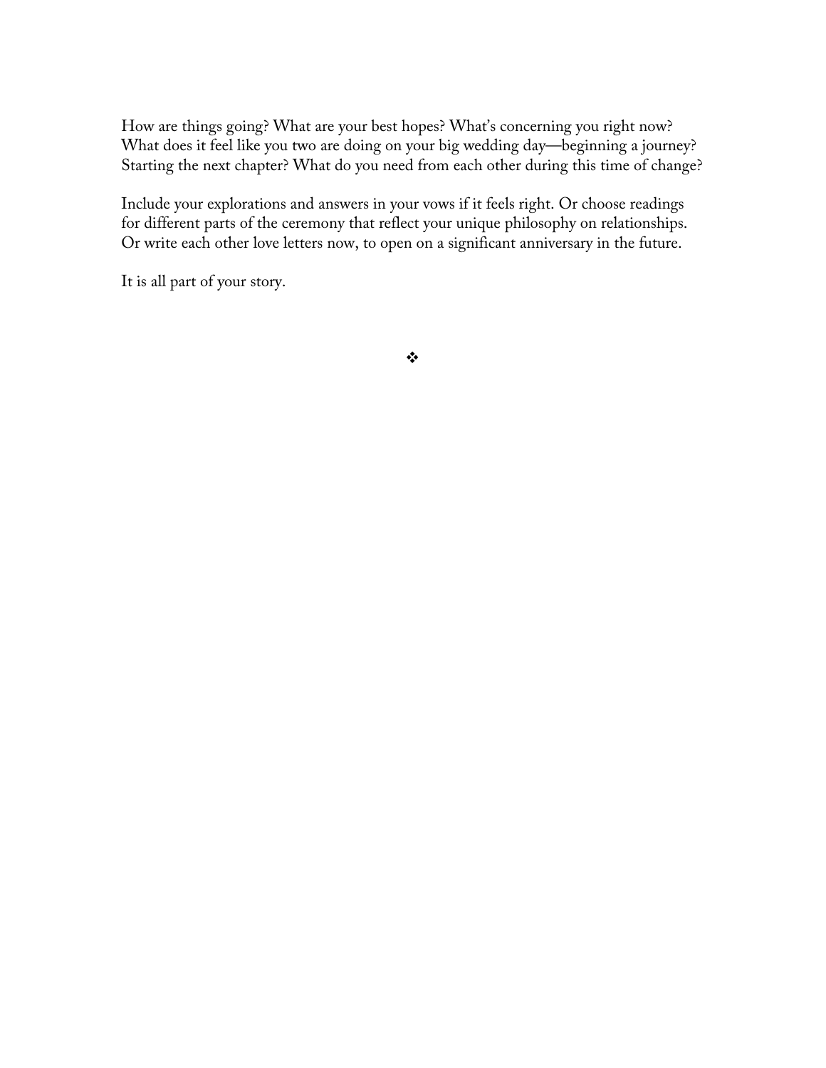How are things going? What are your best hopes? What's concerning you right now? What does it feel like you two are doing on your big wedding day—beginning a journey? Starting the next chapter? What do you need from each other during this time of change?

Include your explorations and answers in your vows if it feels right. Or choose readings for different parts of the ceremony that reflect your unique philosophy on relationships. Or write each other love letters now, to open on a significant anniversary in the future.

It is all part of your story.

❖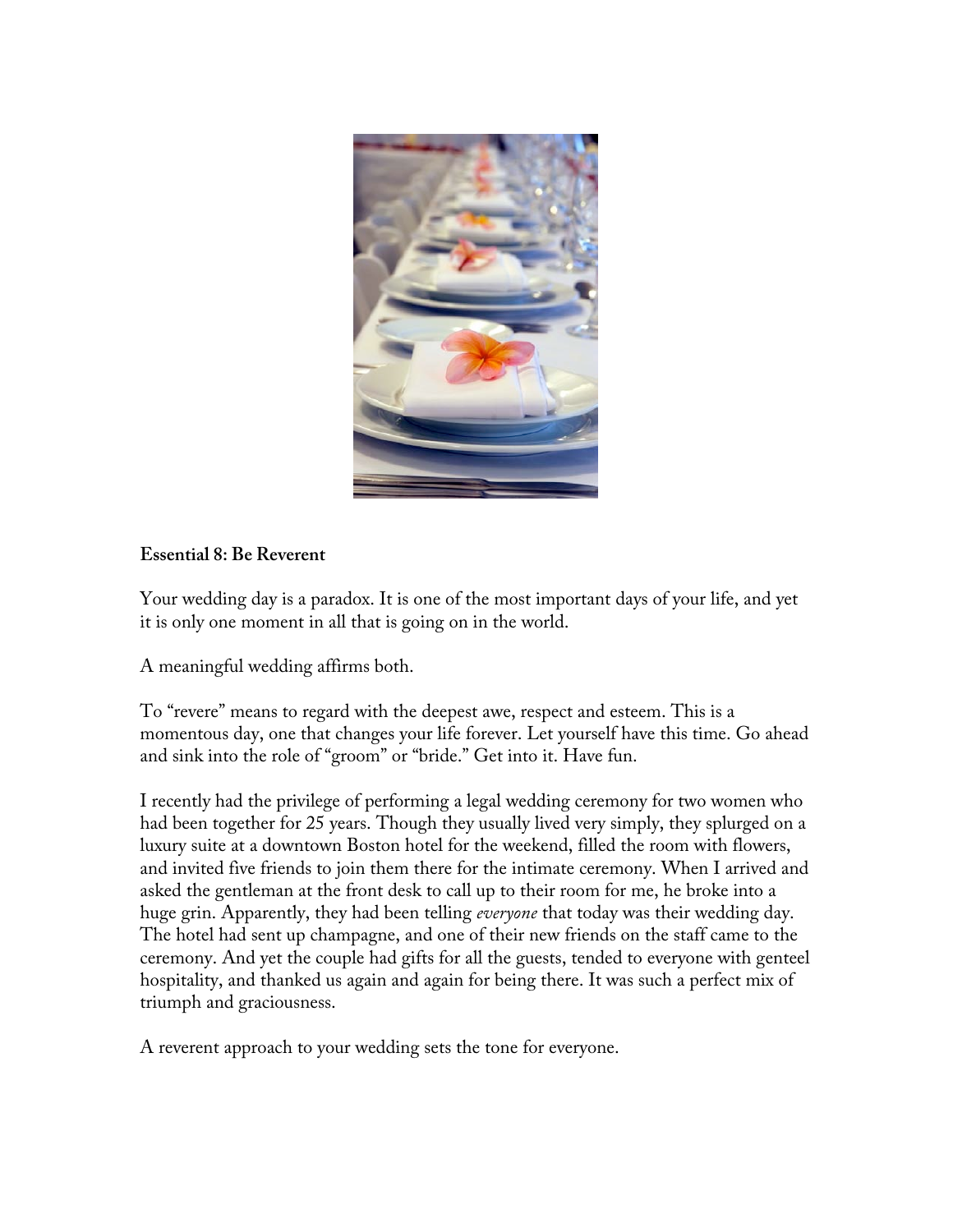**Essential 8: Be Reverent**

Your wedding day is a paradox. It is one of the most important days of your life, and yet it is only one moment in all that is going on in the world.

A meaningful wedding affirms both.

To "revere" means to regard with the deepest awe, respect and esteem. This is a momentous day, one that changes your life forever. Let yourself have this time. Go ahead and sink into the role of "groom" or "bride." Get into it. Have fun.

I recently had the privilege of performing a legal wedding ceremony for two women who had been together for 25 years. Though they usually lived very simply, they splurged on a luxury suite at a downtown Boston hotel for the weekend, filled the room with flowers, and invited five friends to join them there for the intimate ceremony. When I arrived and asked the gentleman at the front desk to call up to their room for me, he broke into a huge grin. Apparently, they had been telling *everyone* that today was their wedding day. The hotel had sent up champagne, and one of their new friends on the staff came to the ceremony. And yet the couple had gifts for all the guests, tended to everyone with genteel hospitality, and thanked us again and again for being there. It was such a perfect mix of triumph and graciousness.

A reverent approach to your wedding sets the tone for everyone.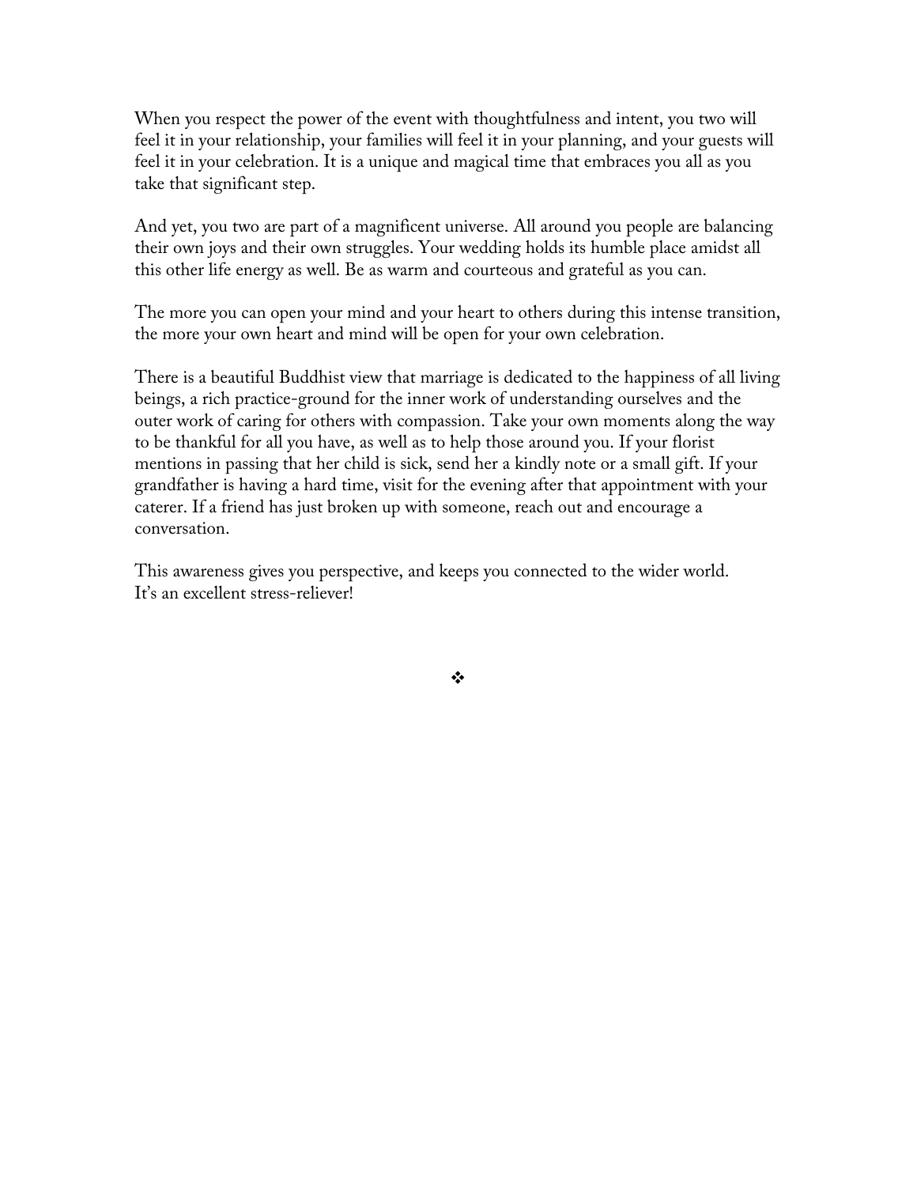When you respect the power of the event with thoughtfulness and intent, you two will feel it in your relationship, your families will feel it in your planning, and your guests will feel it in your celebration. It is a unique and magical time that embraces you all as you take that significant step.

And yet, you two are part of a magnificent universe. All around you people are balancing their own joys and their own struggles. Your wedding holds its humble place amidst all this other life energy as well. Be as warm and courteous and grateful as you can.

The more you can open your mind and your heart to others during this intense transition, the more your own heart and mind will be open for your own celebration.

There is a beautiful Buddhist view that marriage is dedicated to the happiness of all living beings, a rich practice-ground for the inner work of understanding ourselves and the outer work of caring for others with compassion. Take your own moments along the way to be thankful for all you have, as well as to help those around you. If your florist mentions in passing that her child is sick, send her a kindly note or a small gift. If your grandfather is having a hard time, visit for the evening after that appointment with your caterer. If a friend has just broken up with someone, reach out and encourage a conversation.

This awareness gives you perspective, and keeps you connected to the wider world. It's an excellent stress-reliever!

❖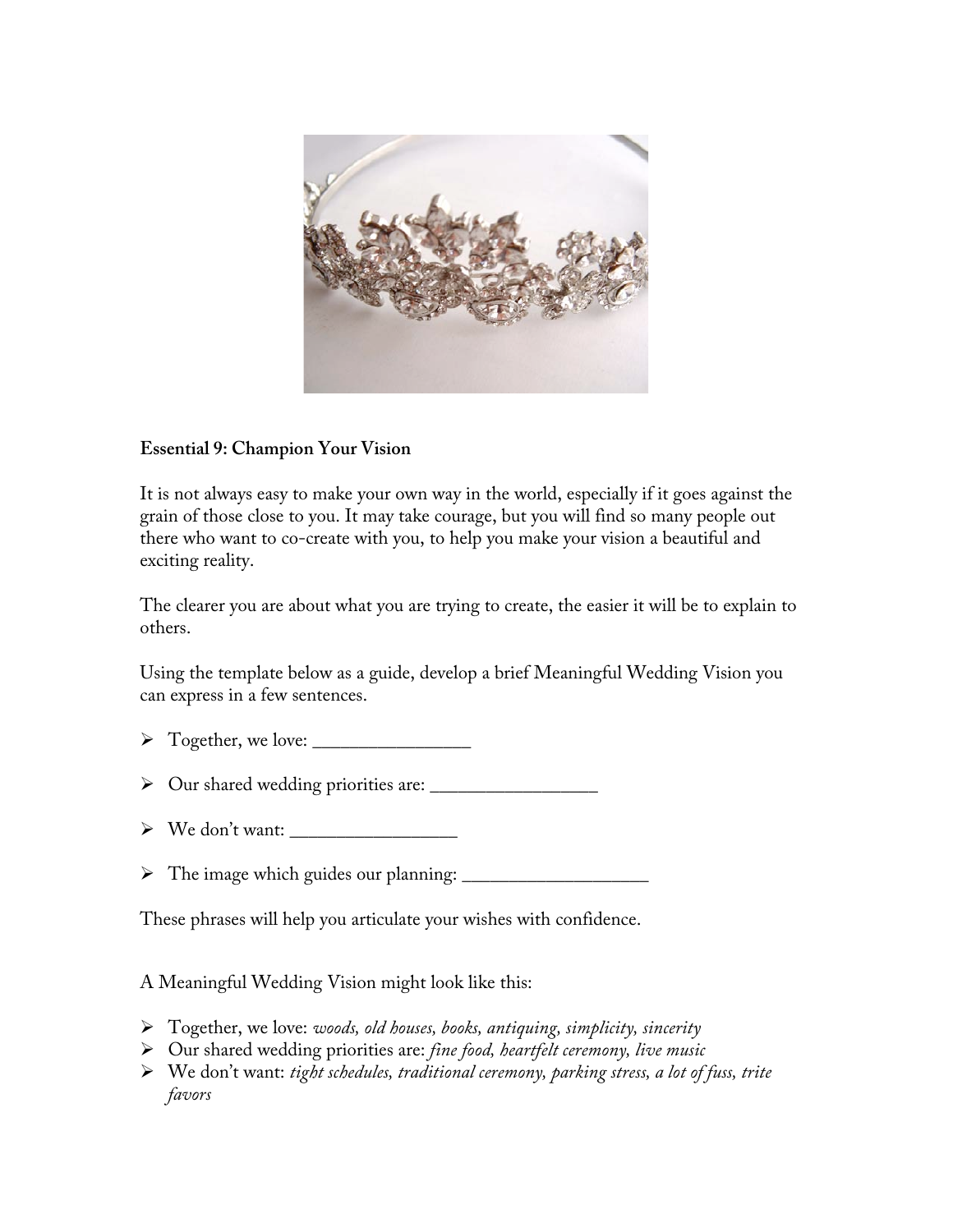**Essential 9: Champion Your Vision**

It is not always easy to make your own way in the world, especially if it goes against the grain of those close to you. It may take courage, but you will find so many people out there who want to co-create with you, to help you make your vision a beautiful and exciting reality.

The clearer you are about what you are trying to create, the easier it will be to explain to others.

Using the template below as a guide, develop a brief Meaningful Wedding Vision you can express in a few sentences.

- Together, we love: ________________
- Our shared wedding priorities are: _________________
- We don't want: _________________
- The image which guides our planning: ___________________

These phrases will help you articulate your wishes with confidence.

A Meaningful Wedding Vision might look like this:

- Together, we love: *woods, old houses, books, antiquing, simplicity, sincerity*
- Our shared wedding priorities are: *fine food, heartfelt ceremony, live music*
- We don't want: *tight schedules, traditional ceremony, parking stress, a lot of fuss, trite favors*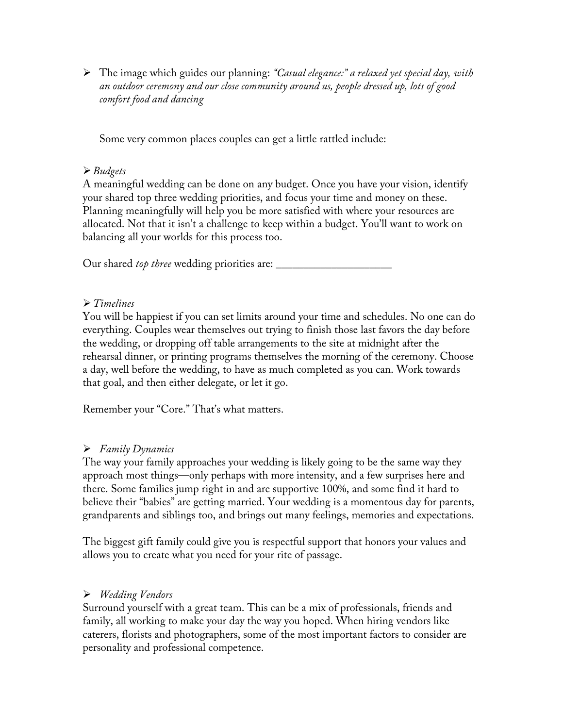- The image which guides our planning: *"Casual elegance:" a relaxed yet special day, with an outdoor ceremony and our close community around us, people dressed up, lots of good comfort food and dancing*

Some very common places couples can get a little rattled include:

- *Budgets*

A meaningful wedding can be done on any budget. Once you have your vision, identify your shared top three wedding priorities, and focus your time and money on these. Planning meaningfully will help you be more satisfied with where your resources are allocated. Not that it isn't a challenge to keep within a budget. You'll want to work on balancing all your worlds for this process too.

Our shared *top three* wedding priorities are: ____________________

- *Timelines*

You will be happiest if you can set limits around your time and schedules. No one can do everything. Couples wear themselves out trying to finish those last favors the day before the wedding, or dropping off table arrangements to the site at midnight after the rehearsal dinner, or printing programs themselves the morning of the ceremony. Choose a day, well before the wedding, to have as much completed as you can. Work towards that goal, and then either delegate, or let it go.

Remember your "Core." That's what matters.

- *Family Dynamics*

The way your family approaches your wedding is likely going to be the same way they approach most things—only perhaps with more intensity, and a few surprises here and there. Some families jump right in and are supportive 100%, and some find it hard to believe their "babies" are getting married. Your wedding is a momentous day for parents, grandparents and siblings too, and brings out many feelings, memories and expectations.

The biggest gift family could give you is respectful support that honors your values and allows you to create what you need for your rite of passage.

- *Wedding Vendors*

Surround yourself with a great team. This can be a mix of professionals, friends and family, all working to make your day the way you hoped. When hiring vendors like caterers, florists and photographers, some of the most important factors to consider are personality and professional competence.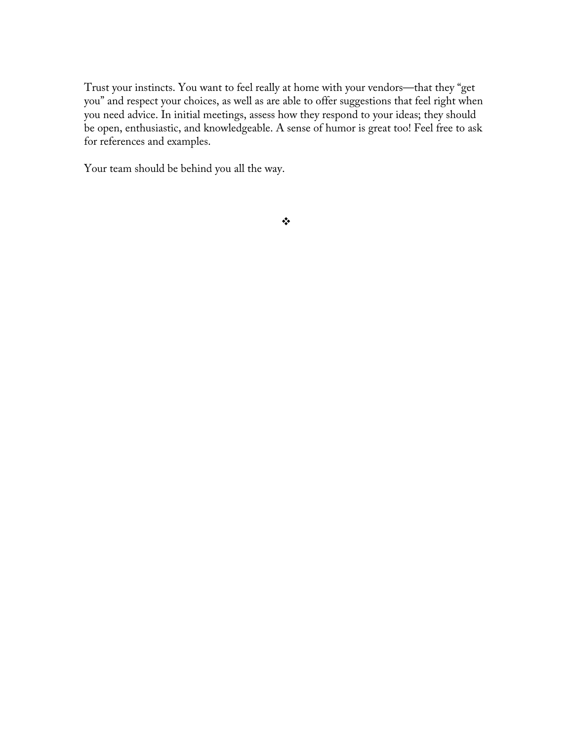Trust your instincts. You want to feel really at home with your vendors—that they "get you" and respect your choices, as well as are able to offer suggestions that feel right when you need advice. In initial meetings, assess how they respond to your ideas; they should be open, enthusiastic, and knowledgeable. A sense of humor is great too! Feel free to ask for references and examples.

Your team should be behind you all the way.

❖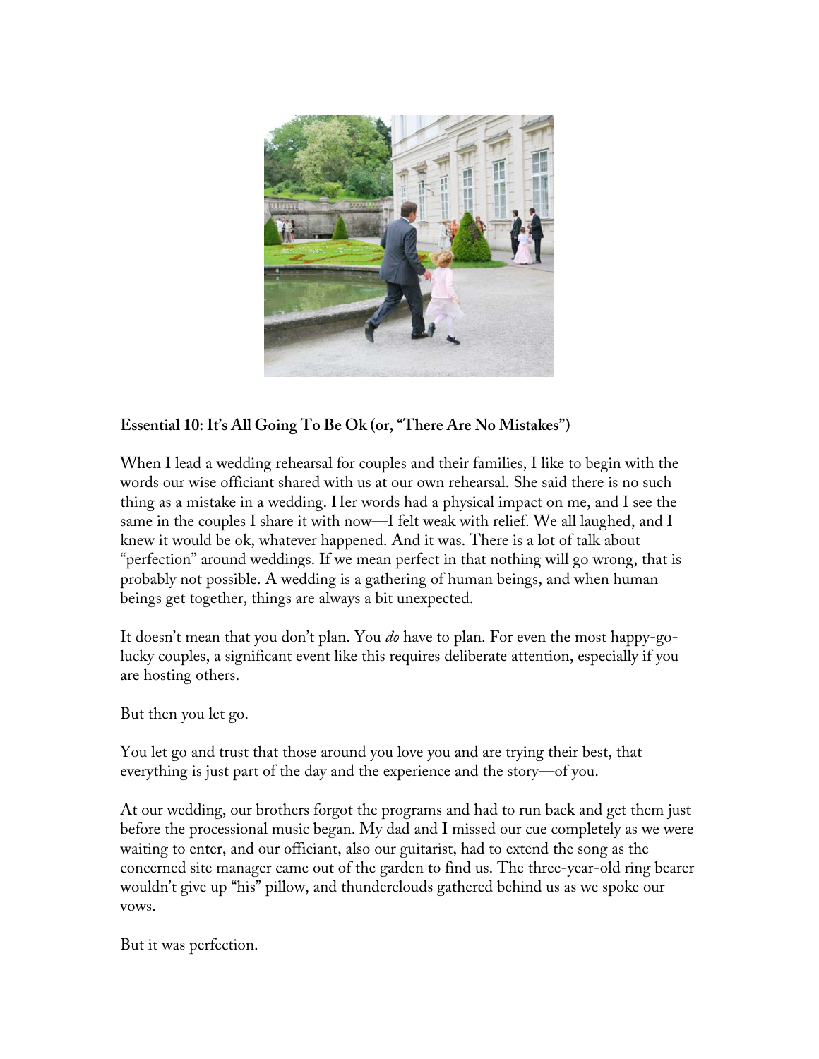**Essential 10: It's All Going To Be Ok (or, "There Are No Mistakes")**

When I lead a wedding rehearsal for couples and their families, I like to begin with the words our wise officiant shared with us at our own rehearsal. She said there is no such thing as a mistake in a wedding. Her words had a physical impact on me, and I see the same in the couples I share it with now—I felt weak with relief. We all laughed, and I knew it would be ok, whatever happened. And it was. There is a lot of talk about "perfection" around weddings. If we mean perfect in that nothing will go wrong, that is probably not possible. A wedding is a gathering of human beings, and when human beings get together, things are always a bit unexpected.

It doesn't mean that you don't plan. You *do* have to plan. For even the most happy-go-lucky couples, a significant event like this requires deliberate attention, especially if you are hosting others.

But then you let go.

You let go and trust that those around you love you and are trying their best, that everything is just part of the day and the experience and the story—of you.

At our wedding, our brothers forgot the programs and had to run back and get them just before the processional music began. My dad and I missed our cue completely as we were waiting to enter, and our officiant, also our guitarist, had to extend the song as the concerned site manager came out of the garden to find us. The three-year-old ring bearer wouldn't give up "his" pillow, and thunderclouds gathered behind us as we spoke our vows.

But it was perfection.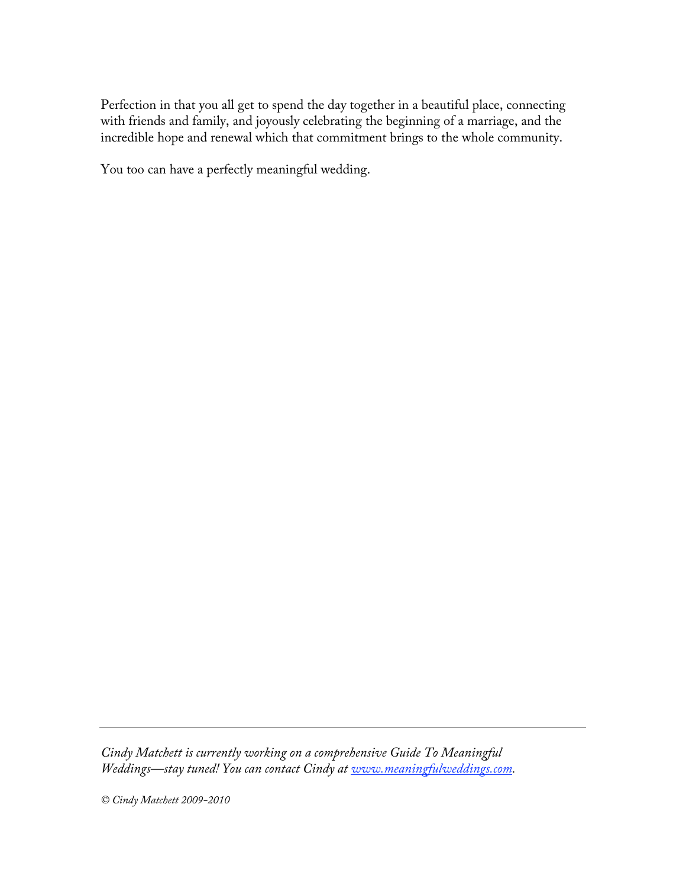Perfection in that you all get to spend the day together in a beautiful place, connecting with friends and family, and joyously celebrating the beginning of a marriage, and the incredible hope and renewal which that commitment brings to the whole community.

You too can have a perfectly meaningful wedding.

---

*Cindy Matchett is currently working on a comprehensive Guide To Meaningful Weddings—stay tuned! You can contact Cindy at [www.meaningfulweddings.com](http://www.meaningfulweddings.com).*

*© Cindy Matchett 2009-2010*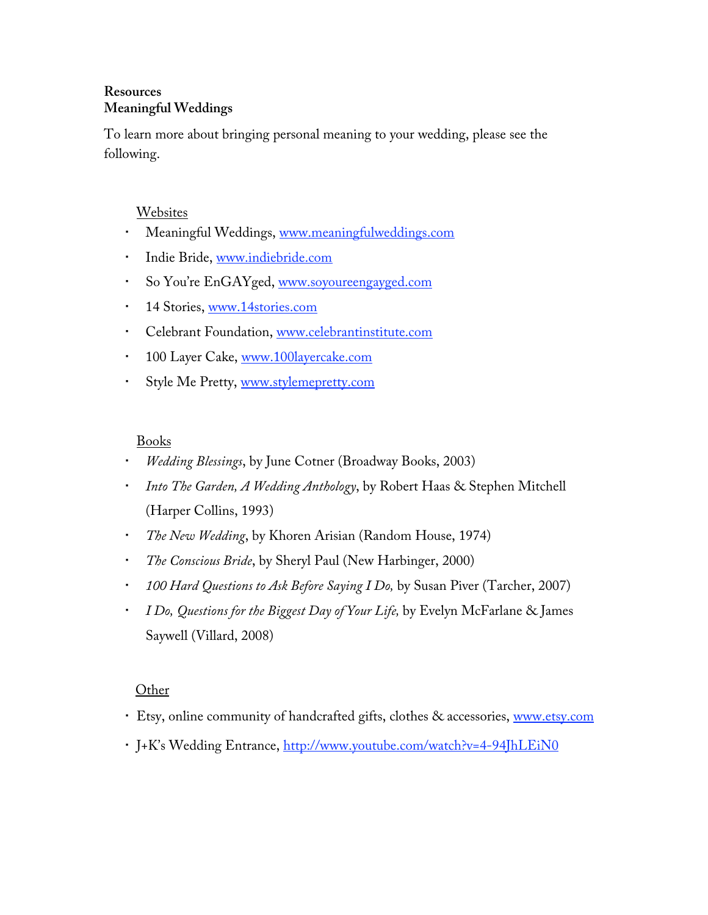**Resources**
**Meaningful Weddings**

To learn more about bringing personal meaning to your wedding, please see the following.

Websites

- Meaningful Weddings, www.meaningfulweddings.com
- Indie Bride, www.indiebride.com
- So You're EnGAYged, www.soyoureengayged.com
- 14 Stories, www.14stories.com
- Celebrant Foundation, www.celebrantinstitute.com
- 100 Layer Cake, www.100layercake.com
- Style Me Pretty, www.stylemepretty.com

Books

- *Wedding Blessings*, by June Cotner (Broadway Books, 2003)
- *Into The Garden, A Wedding Anthology*, by Robert Haas & Stephen Mitchell (Harper Collins, 1993)
- *The New Wedding*, by Khoren Arisian (Random House, 1974)
- *The Conscious Bride*, by Sheryl Paul (New Harbinger, 2000)
- *100 Hard Questions to Ask Before Saying I Do,* by Susan Piver (Tarcher, 2007)
- *I Do, Questions for the Biggest Day of Your Life,* by Evelyn McFarlane & James Saywell (Villard, 2008)

Other

- Etsy, online community of handcrafted gifts, clothes & accessories, www.etsy.com
- J+K's Wedding Entrance, http://www.youtube.com/watch?v=4-94JhLEiN0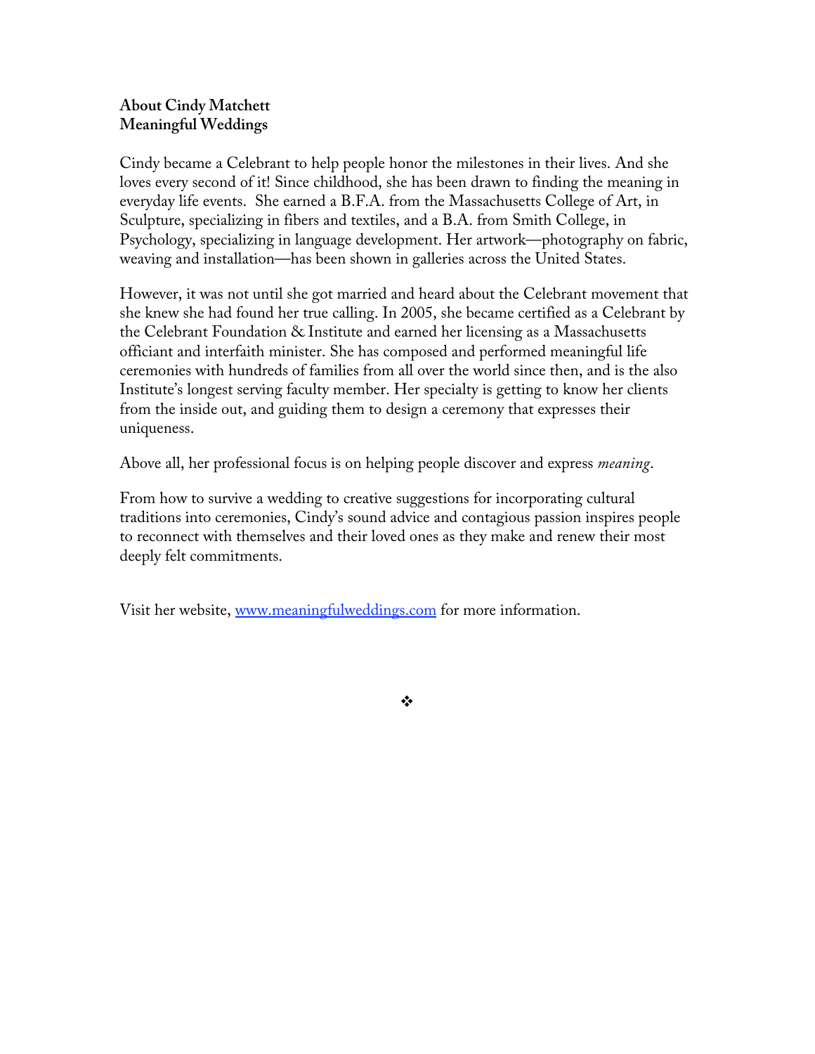**About Cindy Matchett**
**Meaningful Weddings**

Cindy became a Celebrant to help people honor the milestones in their lives. And she loves every second of it! Since childhood, she has been drawn to finding the meaning in everyday life events.  She earned a B.F.A. from the Massachusetts College of Art, in Sculpture, specializing in fibers and textiles, and a B.A. from Smith College, in Psychology, specializing in language development. Her artwork—photography on fabric, weaving and installation—has been shown in galleries across the United States.

However, it was not until she got married and heard about the Celebrant movement that she knew she had found her true calling. In 2005, she became certified as a Celebrant by the Celebrant Foundation & Institute and earned her licensing as a Massachusetts officiant and interfaith minister. She has composed and performed meaningful life ceremonies with hundreds of families from all over the world since then, and is the also Institute's longest serving faculty member. Her specialty is getting to know her clients from the inside out, and guiding them to design a ceremony that expresses their uniqueness.

Above all, her professional focus is on helping people discover and express *meaning*.

From how to survive a wedding to creative suggestions for incorporating cultural traditions into ceremonies, Cindy's sound advice and contagious passion inspires people to reconnect with themselves and their loved ones as they make and renew their most deeply felt commitments.

Visit her website, [www.meaningfulweddings.com](http://www.meaningfulweddings.com) for more information.

❖